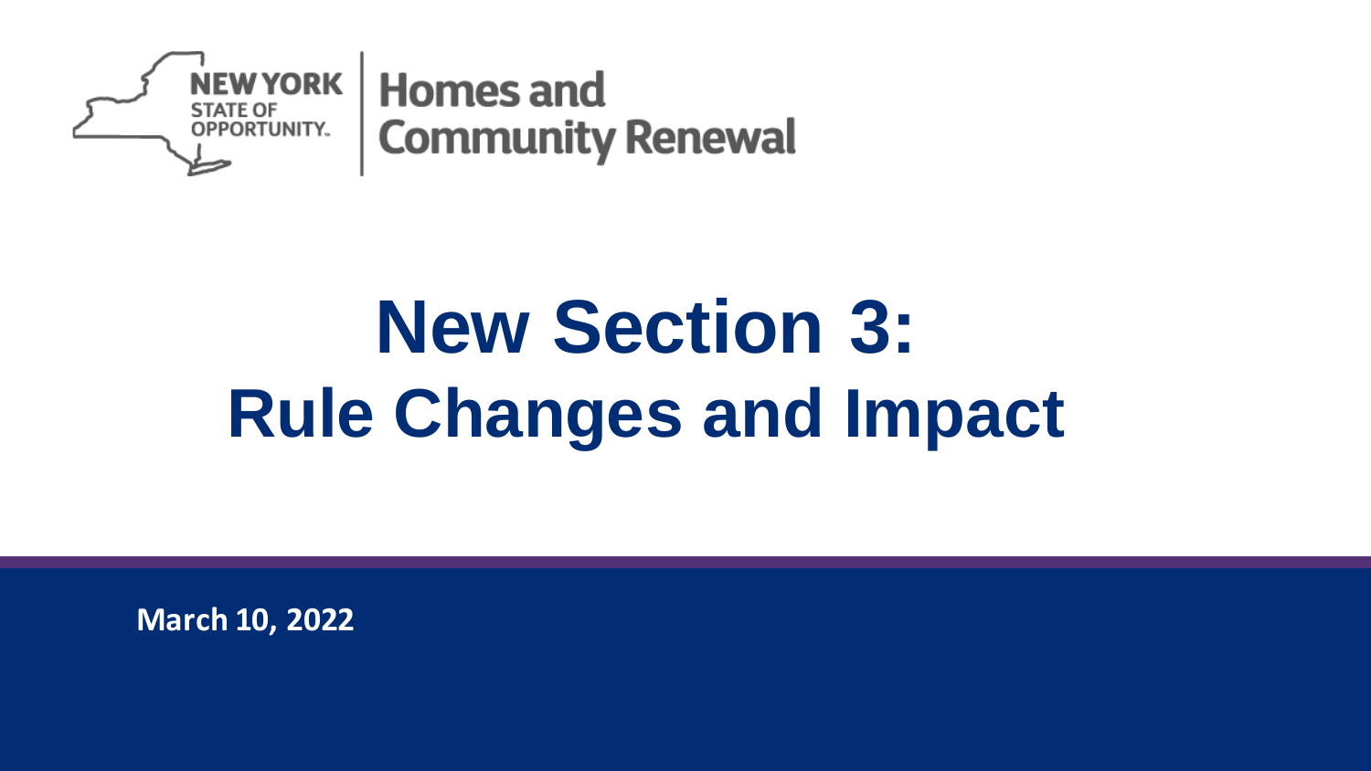NEW YORK STATE OF OPPORTUNITY. | Homes and Community Renewal

# New Section 3:
## Rule Changes and Impact

**March 10, 2022**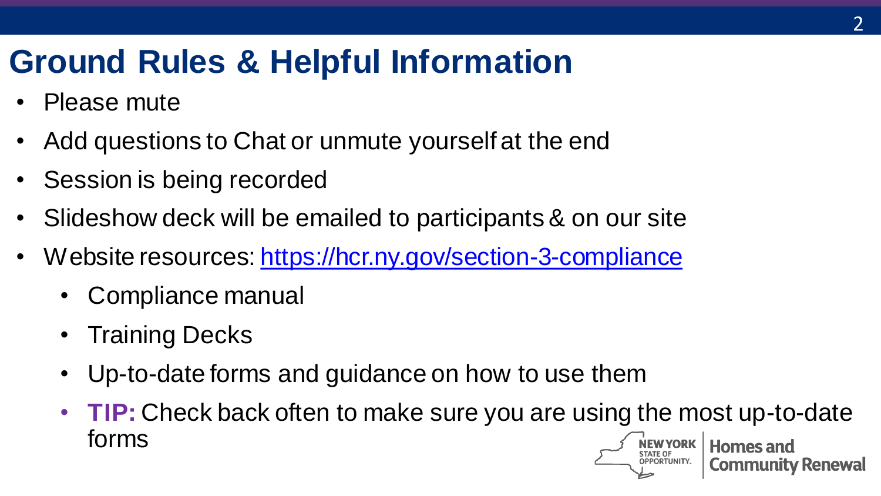# Ground Rules & Helpful Information

- Please mute
- Add questions to Chat or unmute yourself at the end
- Session is being recorded
- Slideshow deck will be emailed to participants & on our site
- Website resources: [https://hcr.ny.gov/section-3-compliance](https://hcr.ny.gov/section-3-compliance)
  - Compliance manual
  - Training Decks
  - Up-to-date forms and guidance on how to use them
  - **TIP:** Check back often to make sure you are using the most up-to-date forms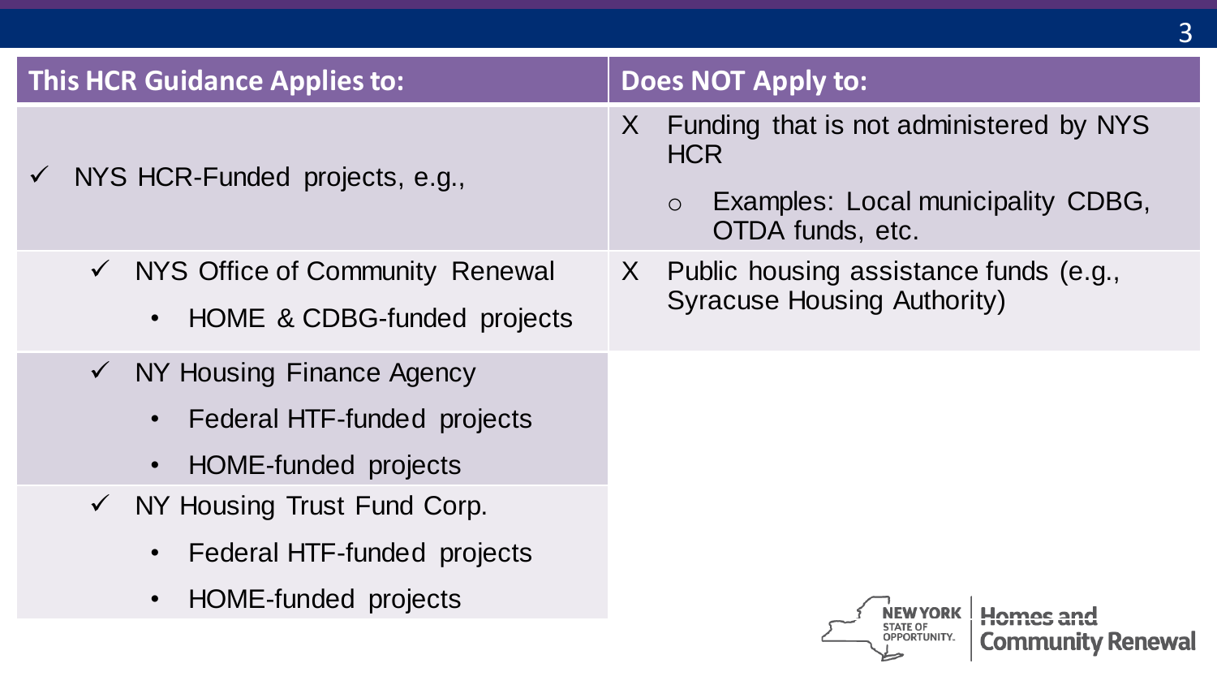| This HCR Guidance Applies to: | Does NOT Apply to: |
|---|---|
| ✓ NYS HCR-Funded projects, e.g., | X Funding that is not administered by NYS HCR<br>○ Examples: Local municipality CDBG, OTDA funds, etc. |
| ✓ NYS Office of Community Renewal<br>• HOME & CDBG-funded projects | X Public housing assistance funds (e.g., Syracuse Housing Authority) |
| ✓ NY Housing Finance Agency<br>• Federal HTF-funded projects<br>• HOME-funded projects | |
| ✓ NY Housing Trust Fund Corp.<br>• Federal HTF-funded projects<br>• HOME-funded projects | |

NEW YORK STATE OF OPPORTUNITY. | Homes and Community Renewal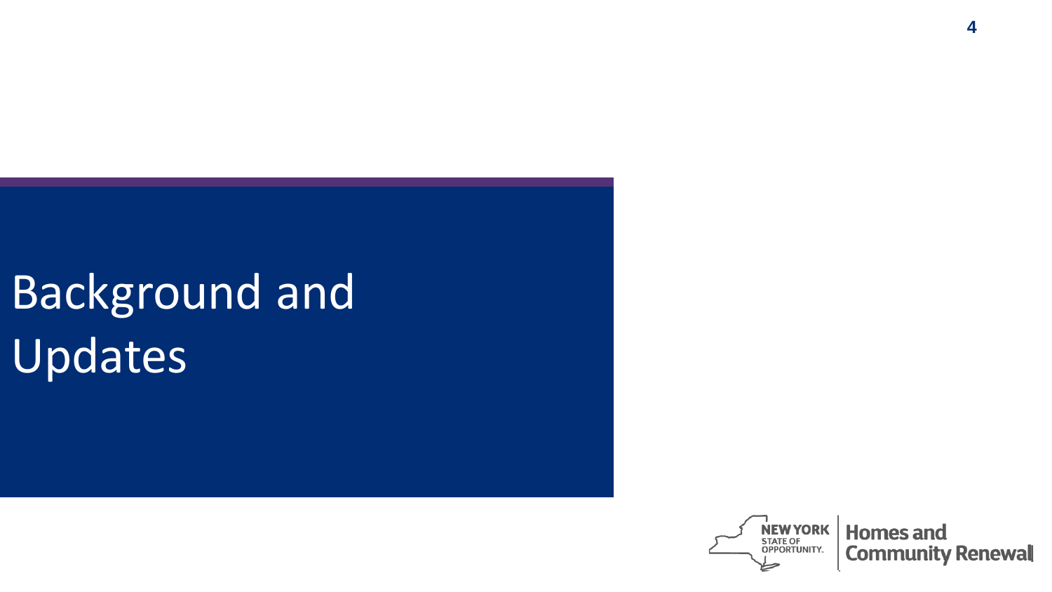# Background and Updates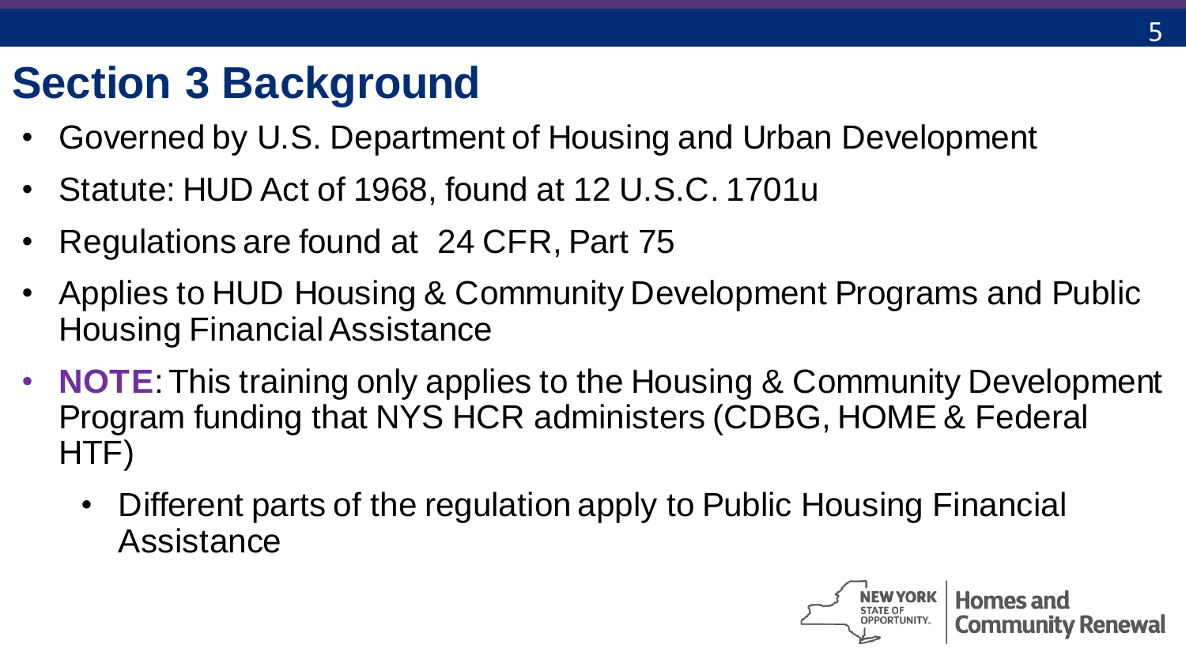# Section 3 Background

- Governed by U.S. Department of Housing and Urban Development
- Statute: HUD Act of 1968, found at 12 U.S.C. 1701u
- Regulations are found at 24 CFR, Part 75
- Applies to HUD Housing & Community Development Programs and Public Housing Financial Assistance
- **NOTE**: This training only applies to the Housing & Community Development Program funding that NYS HCR administers (CDBG, HOME & Federal HTF)
  - Different parts of the regulation apply to Public Housing Financial Assistance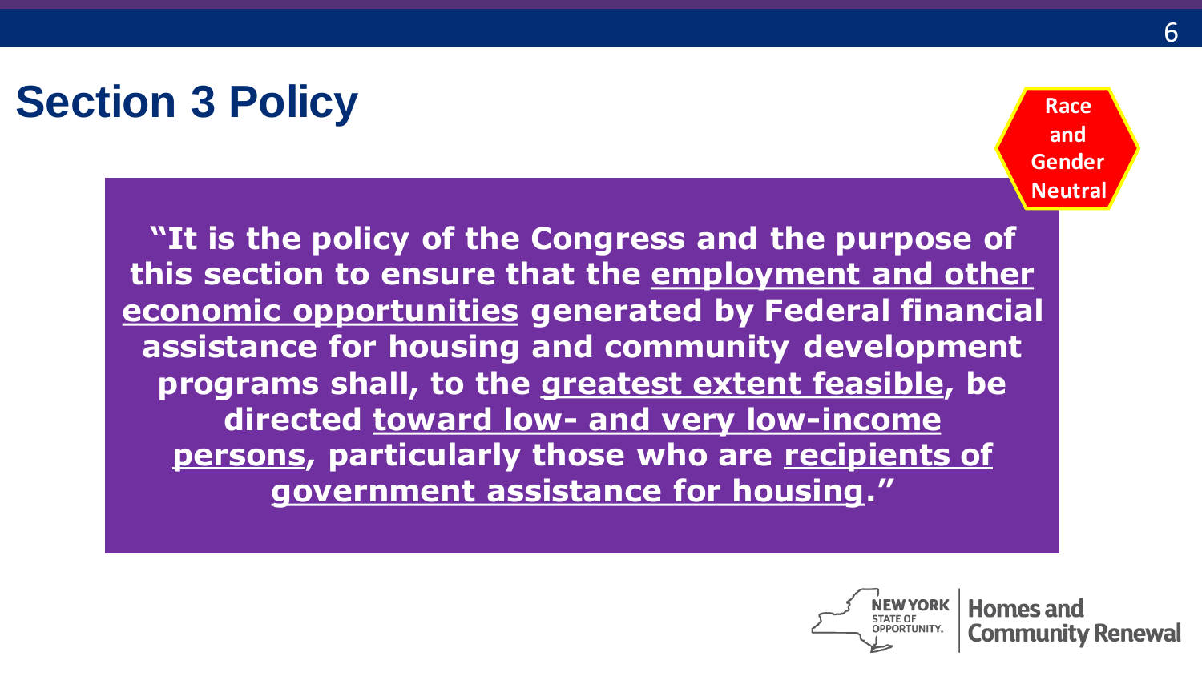# Section 3 Policy

**Race and Gender Neutral**

**"It is the policy of the Congress and the purpose of this section to ensure that the <u>employment and other economic opportunities</u> generated by Federal financial assistance for housing and community development programs shall, to the <u>greatest extent feasible</u>, be directed <u>toward low- and very low-income persons</u>, particularly those who are <u>recipients of government assistance for housing</u>."**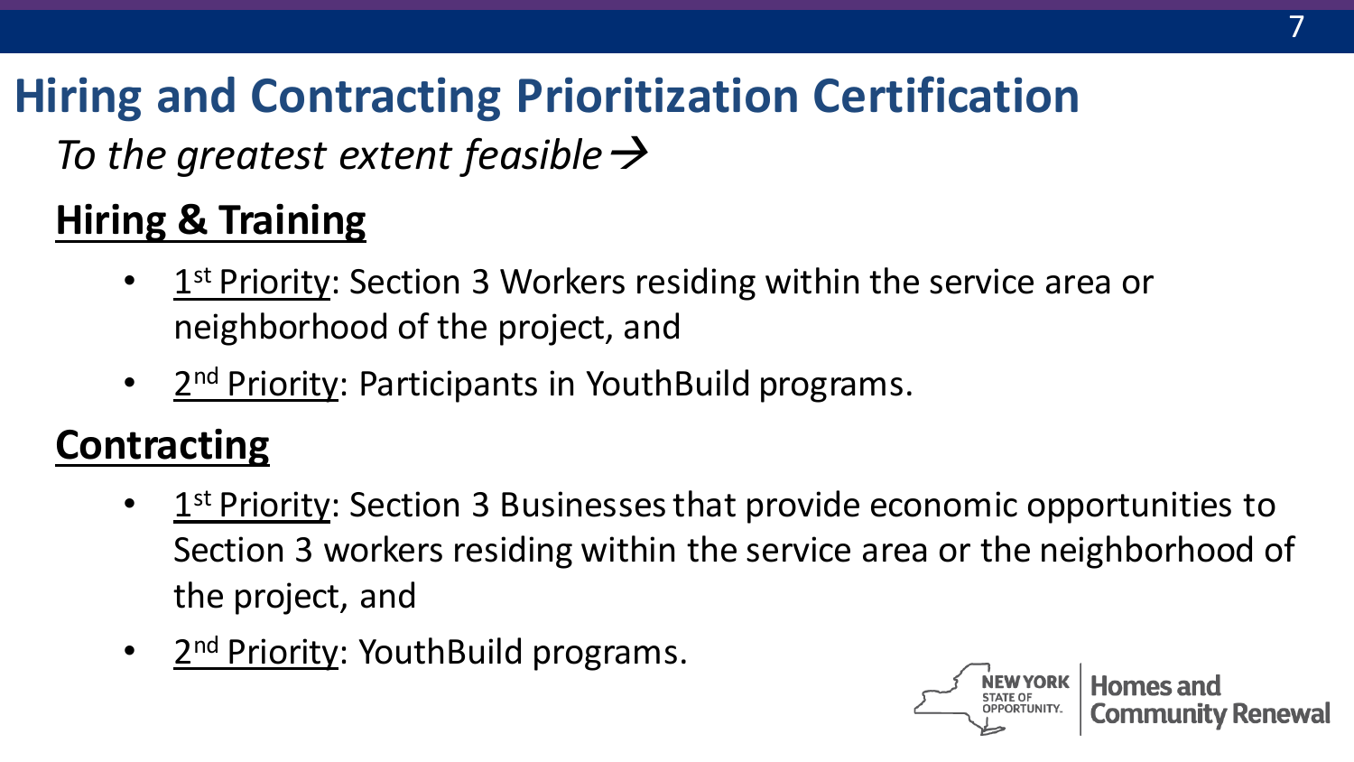# Hiring and Contracting Prioritization Certification

*To the greatest extent feasible →*

## Hiring & Training

- 1st Priority: Section 3 Workers residing within the service area or neighborhood of the project, and
- 2nd Priority: Participants in YouthBuild programs.

## Contracting

- 1st Priority: Section 3 Businesses that provide economic opportunities to Section 3 workers residing within the service area or the neighborhood of the project, and
- 2nd Priority: YouthBuild programs.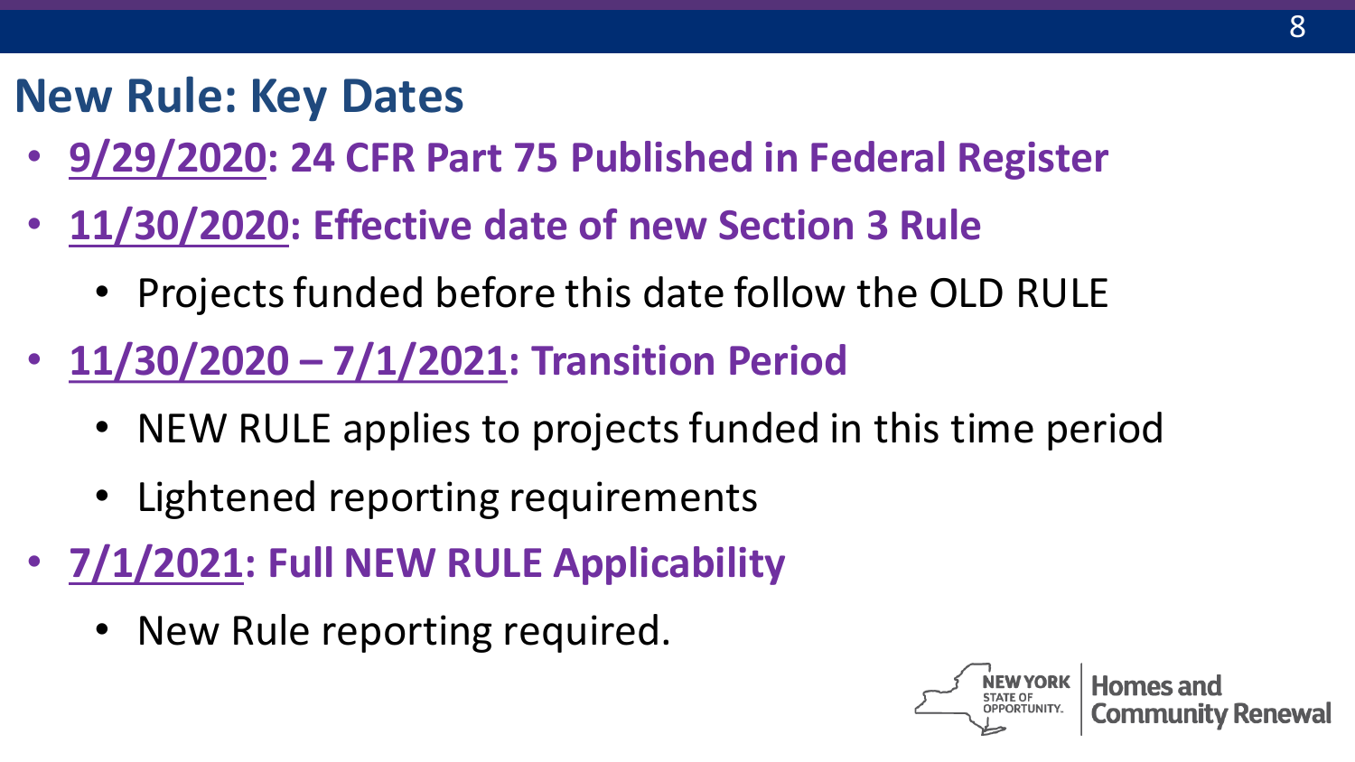# New Rule: Key Dates

- **9/29/2020: 24 CFR Part 75 Published in Federal Register**
- **11/30/2020: Effective date of new Section 3 Rule**
  - Projects funded before this date follow the OLD RULE
- **11/30/2020 – 7/1/2021: Transition Period**
  - NEW RULE applies to projects funded in this time period
  - Lightened reporting requirements
- **7/1/2021: Full NEW RULE Applicability**
  - New Rule reporting required.

NEW YORK STATE OF OPPORTUNITY. | Homes and Community Renewal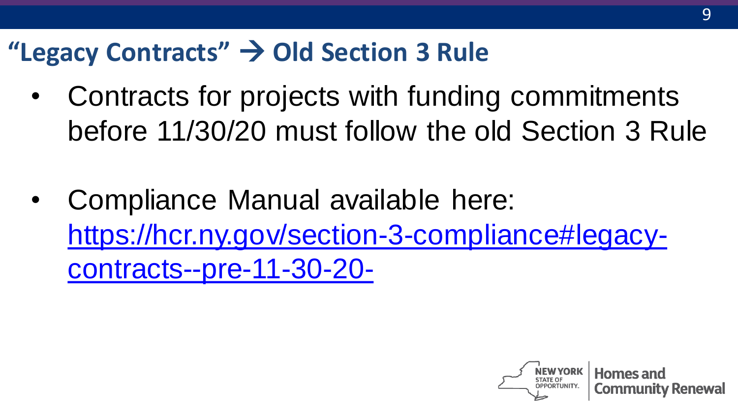## "Legacy Contracts" → Old Section 3 Rule

- Contracts for projects with funding commitments before 11/30/20 must follow the old Section 3 Rule
- Compliance Manual available here: [https://hcr.ny.gov/section-3-compliance#legacy-contracts--pre-11-30-20-](https://hcr.ny.gov/section-3-compliance#legacy-contracts--pre-11-30-20-)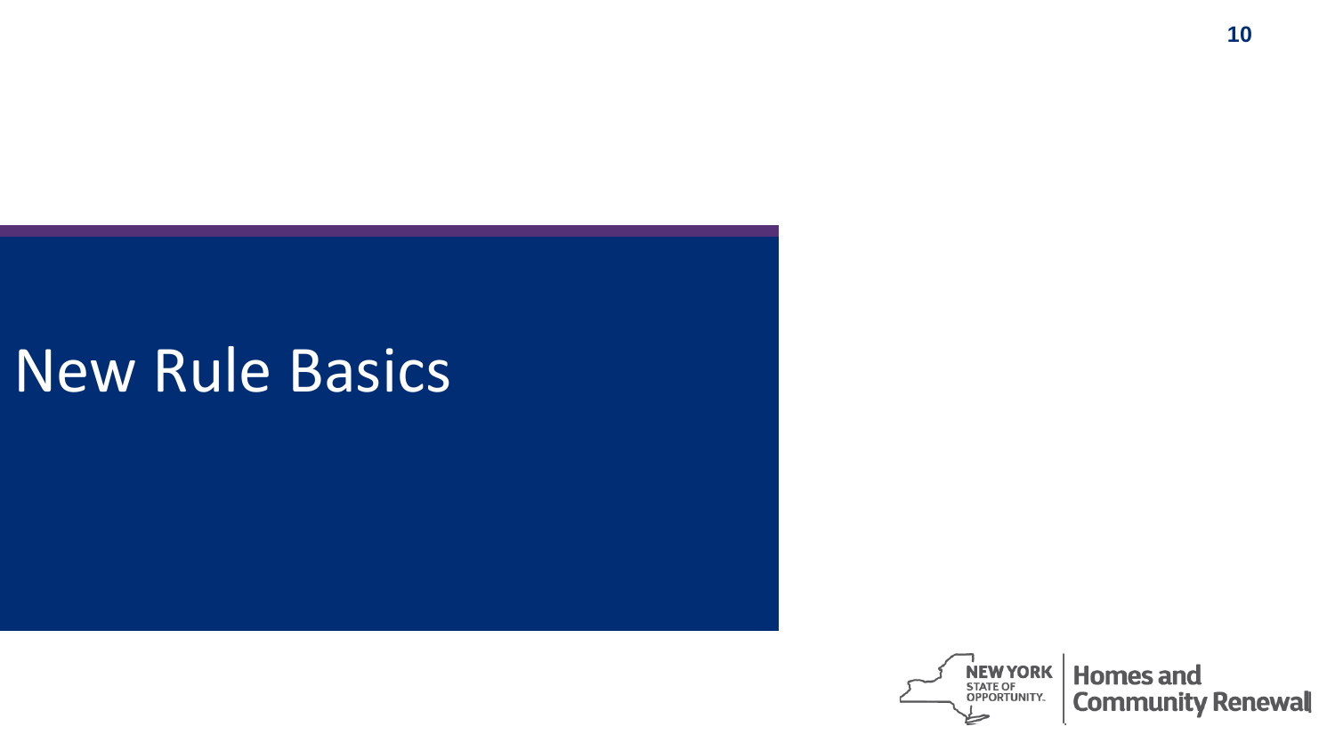# New Rule Basics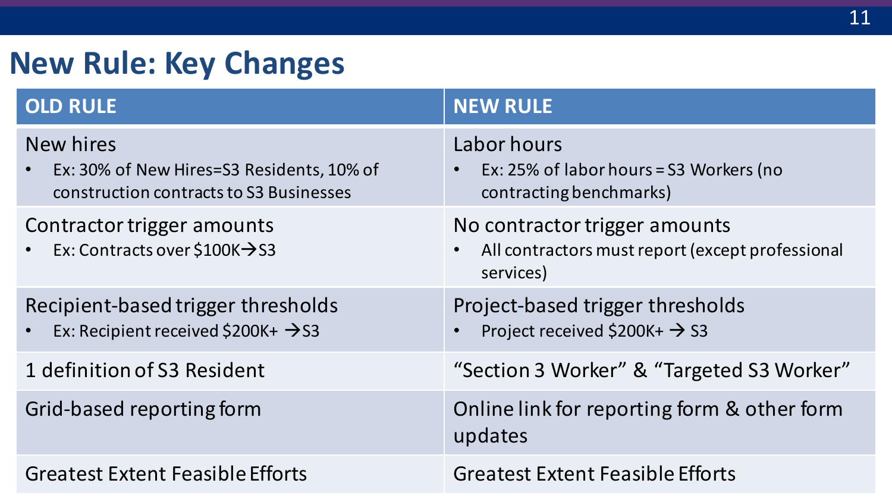# New Rule: Key Changes

| OLD RULE | NEW RULE |
| --- | --- |
| New hires<br>• Ex: 30% of New Hires=S3 Residents, 10% of construction contracts to S3 Businesses | Labor hours<br>• Ex: 25% of labor hours = S3 Workers (no contracting benchmarks) |
| Contractor trigger amounts<br>• Ex: Contracts over $100K→S3 | No contractor trigger amounts<br>• All contractors must report (except professional services) |
| Recipient-based trigger thresholds<br>• Ex: Recipient received $200K+ →S3 | Project-based trigger thresholds<br>• Project received $200K+ → S3 |
| 1 definition of S3 Resident | "Section 3 Worker" & "Targeted S3 Worker" |
| Grid-based reporting form | Online link for reporting form & other form updates |
| Greatest Extent Feasible Efforts | Greatest Extent Feasible Efforts |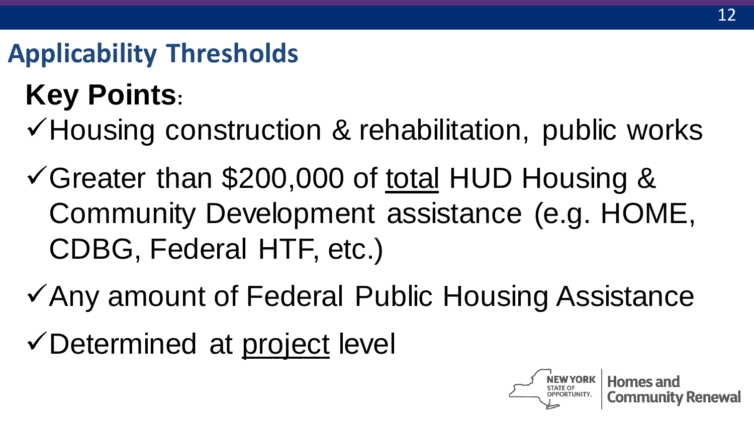## Applicability Thresholds

**Key Points**:

- ✓Housing construction & rehabilitation, public works
- ✓Greater than $200,000 of <u>total</u> HUD Housing & Community Development assistance (e.g. HOME, CDBG, Federal HTF, etc.)
- ✓Any amount of Federal Public Housing Assistance
- ✓Determined at <u>project</u> level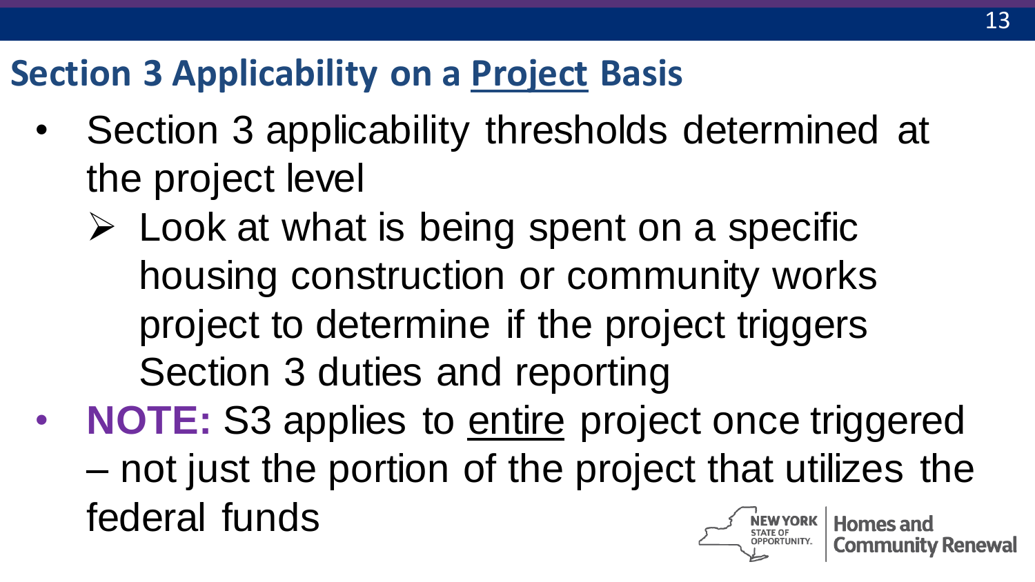## Section 3 Applicability on a <u>Project</u> Basis

- Section 3 applicability thresholds determined at the project level
  - Look at what is being spent on a specific housing construction or community works project to determine if the project triggers Section 3 duties and reporting
- **NOTE:** S3 applies to <u>entire</u> project once triggered – not just the portion of the project that utilizes the federal funds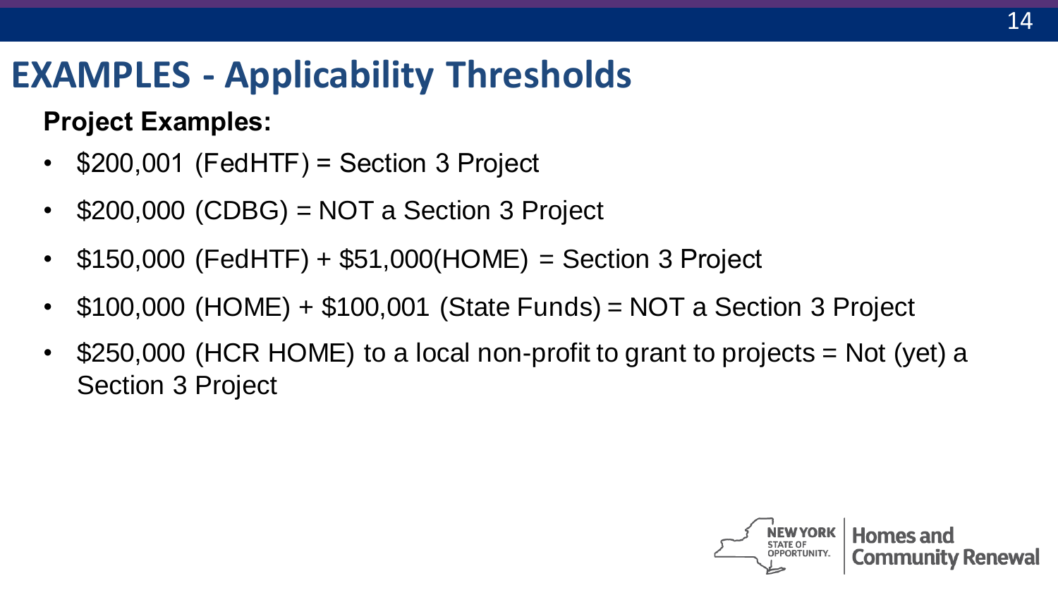# EXAMPLES - Applicability Thresholds

**Project Examples:**

- $200,001 (FedHTF) = Section 3 Project
- $200,000 (CDBG) = NOT a Section 3 Project
- $150,000 (FedHTF) + $51,000(HOME) = Section 3 Project
- $100,000 (HOME) + $100,001 (State Funds) = NOT a Section 3 Project
- $250,000 (HCR HOME) to a local non-profit to grant to projects = Not (yet) a Section 3 Project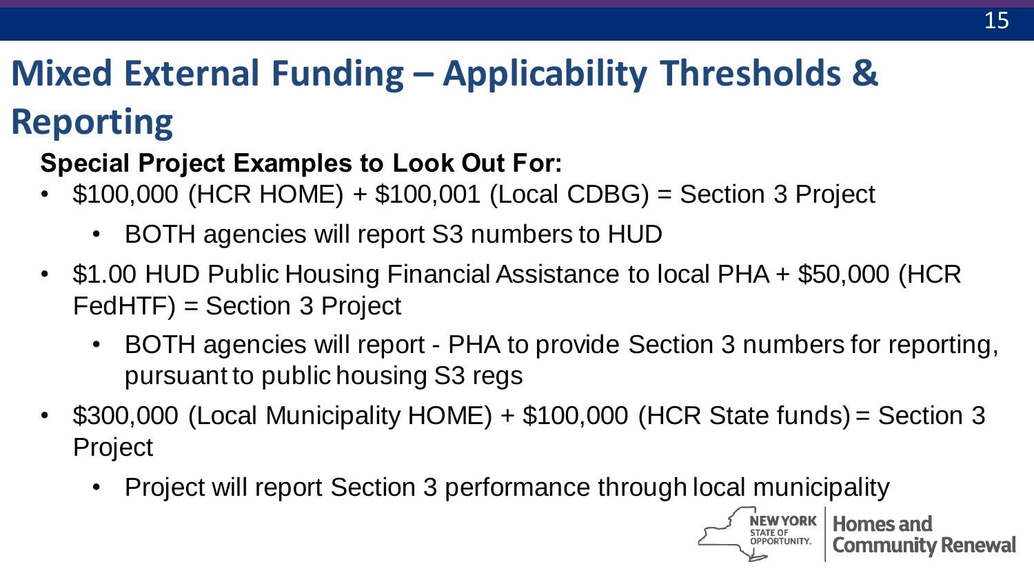# Mixed External Funding – Applicability Thresholds & Reporting

**Special Project Examples to Look Out For:**

- $100,000 (HCR HOME) + $100,001 (Local CDBG) = Section 3 Project
  - BOTH agencies will report S3 numbers to HUD
- $1.00 HUD Public Housing Financial Assistance to local PHA + $50,000 (HCR FedHTF) = Section 3 Project
  - BOTH agencies will report - PHA to provide Section 3 numbers for reporting, pursuant to public housing S3 regs
- $300,000 (Local Municipality HOME) + $100,000 (HCR State funds) = Section 3 Project
  - Project will report Section 3 performance through local municipality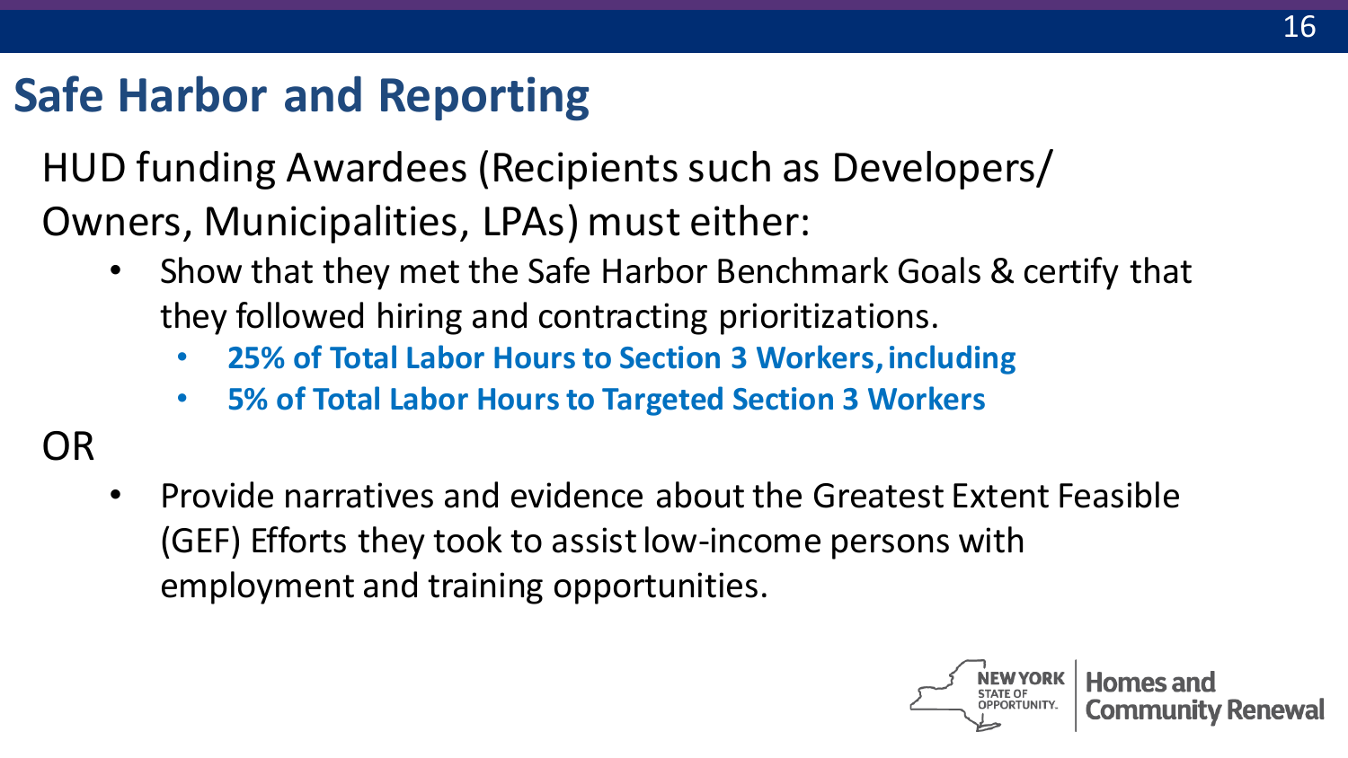# Safe Harbor and Reporting

HUD funding Awardees (Recipients such as Developers/ Owners, Municipalities, LPAs) must either:

- Show that they met the Safe Harbor Benchmark Goals & certify that they followed hiring and contracting prioritizations.
  - **25% of Total Labor Hours to Section 3 Workers, including**
  - **5% of Total Labor Hours to Targeted Section 3 Workers**

OR

- Provide narratives and evidence about the Greatest Extent Feasible (GEF) Efforts they took to assist low-income persons with employment and training opportunities.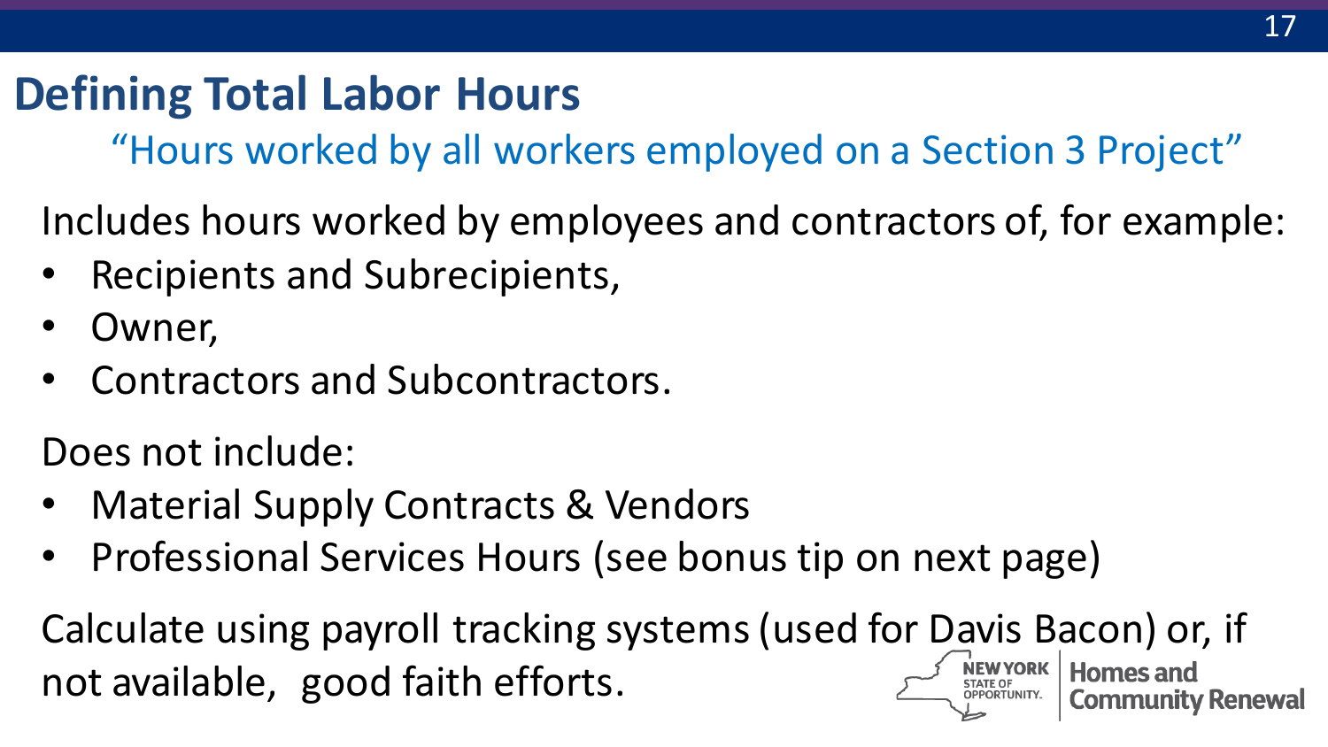# Defining Total Labor Hours

"Hours worked by all workers employed on a Section 3 Project"

Includes hours worked by employees and contractors of, for example:

- Recipients and Subrecipients,
- Owner,
- Contractors and Subcontractors.

Does not include:

- Material Supply Contracts & Vendors
- Professional Services Hours (see bonus tip on next page)

Calculate using payroll tracking systems (used for Davis Bacon) or, if not available, good faith efforts.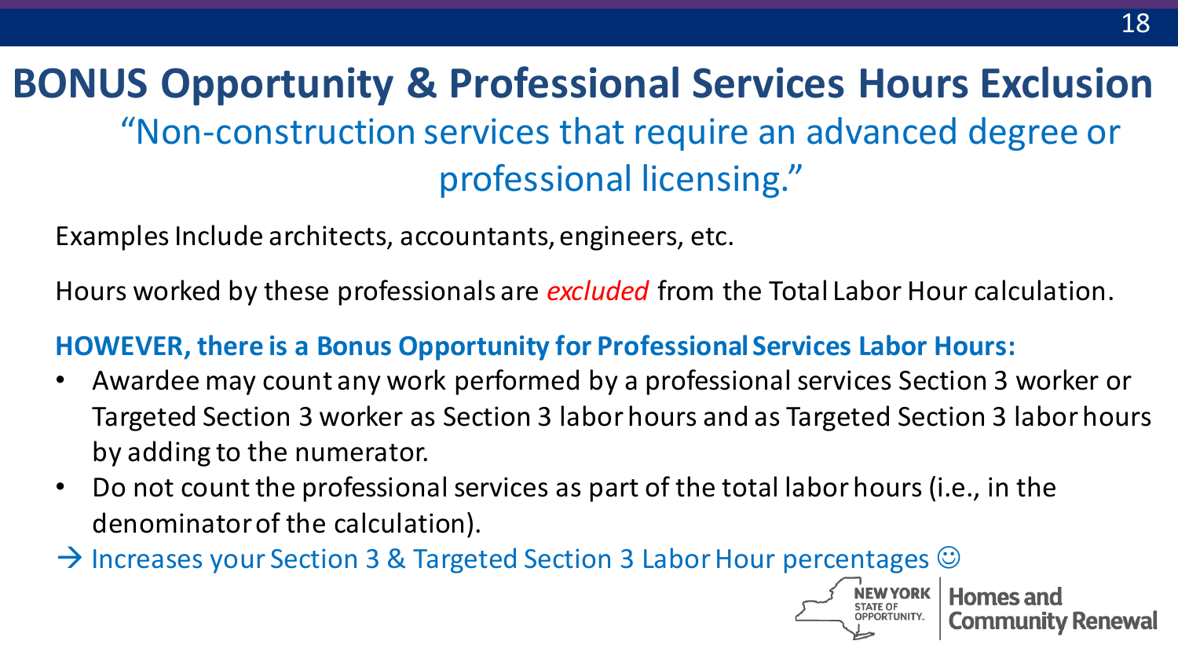# BONUS Opportunity & Professional Services Hours Exclusion

"Non-construction services that require an advanced degree or professional licensing."

Examples Include architects, accountants, engineers, etc.

Hours worked by these professionals are *excluded* from the Total Labor Hour calculation.

**HOWEVER, there is a Bonus Opportunity for Professional Services Labor Hours:**

- Awardee may count any work performed by a professional services Section 3 worker or Targeted Section 3 worker as Section 3 labor hours and as Targeted Section 3 labor hours by adding to the numerator.
- Do not count the professional services as part of the total labor hours (i.e., in the denominator of the calculation).

→ Increases your Section 3 & Targeted Section 3 Labor Hour percentages ☺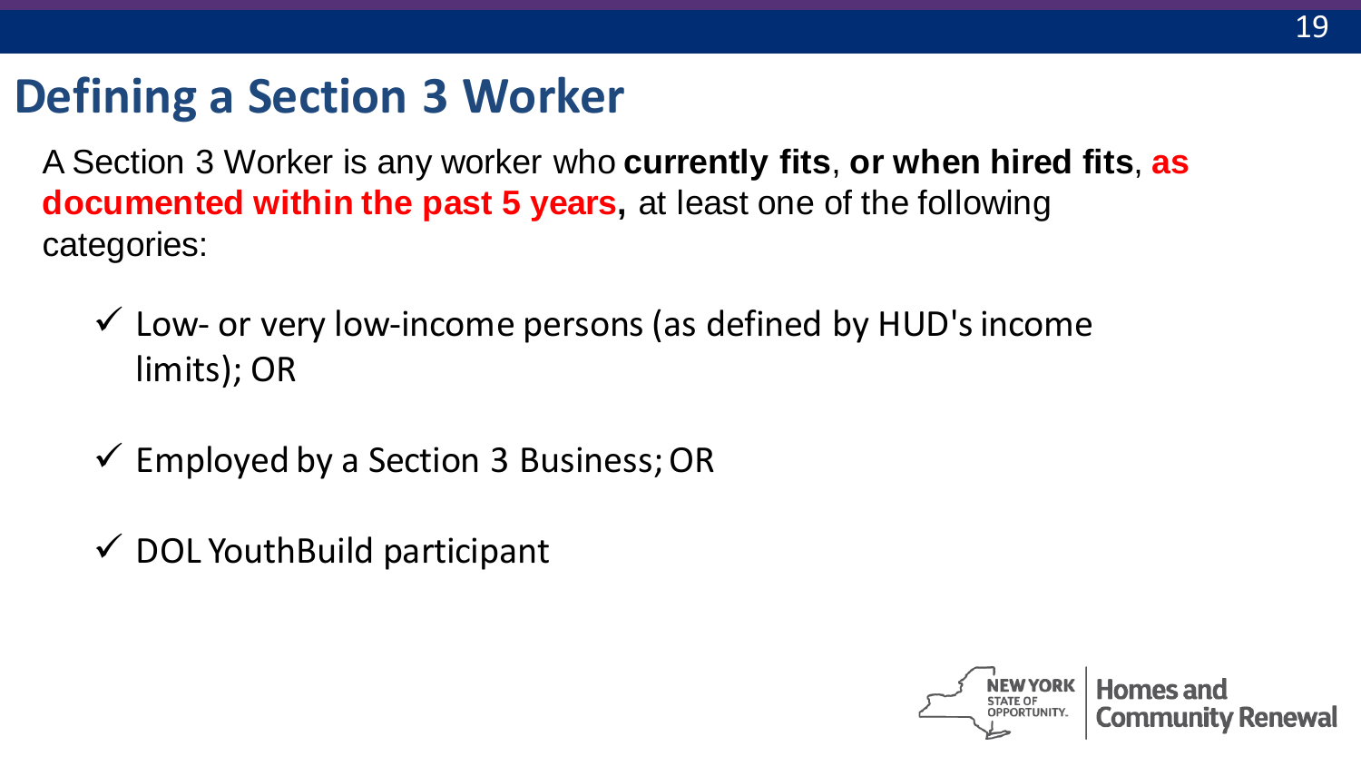# Defining a Section 3 Worker

A Section 3 Worker is any worker who **currently fits**, **or when hired fits**, **as documented within the past 5 years,** at least one of the following categories:

- ✓ Low- or very low-income persons (as defined by HUD's income limits); OR
- ✓ Employed by a Section 3 Business; OR
- ✓ DOL YouthBuild participant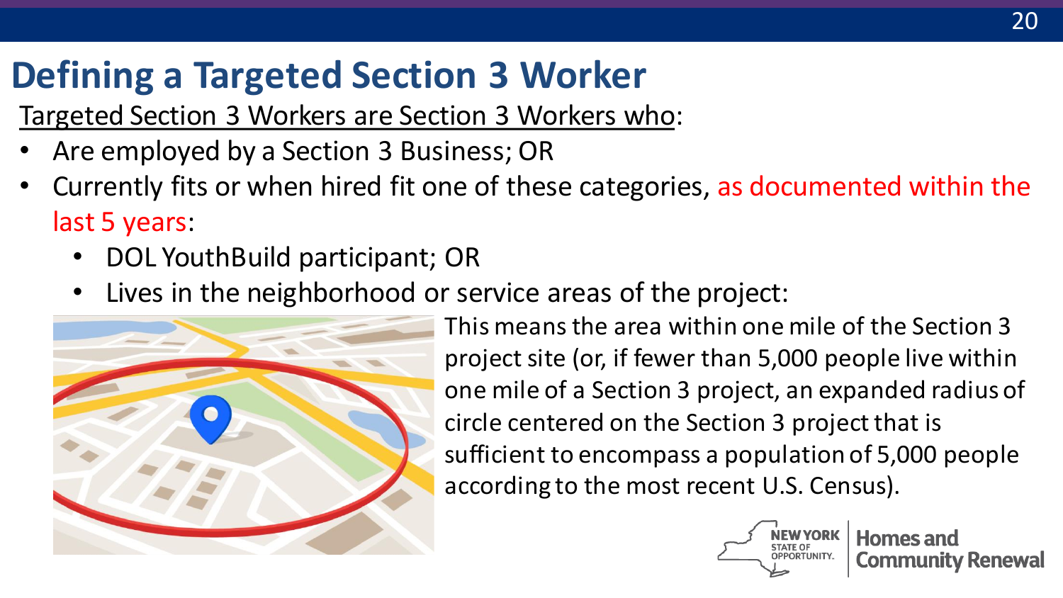# Defining a Targeted Section 3 Worker

Targeted Section 3 Workers are Section 3 Workers who:

- Are employed by a Section 3 Business; OR
- Currently fits or when hired fit one of these categories, as documented within the last 5 years:
  - DOL YouthBuild participant; OR
  - Lives in the neighborhood or service areas of the project:

This means the area within one mile of the Section 3 project site (or, if fewer than 5,000 people live within one mile of a Section 3 project, an expanded radius of circle centered on the Section 3 project that is sufficient to encompass a population of 5,000 people according to the most recent U.S. Census).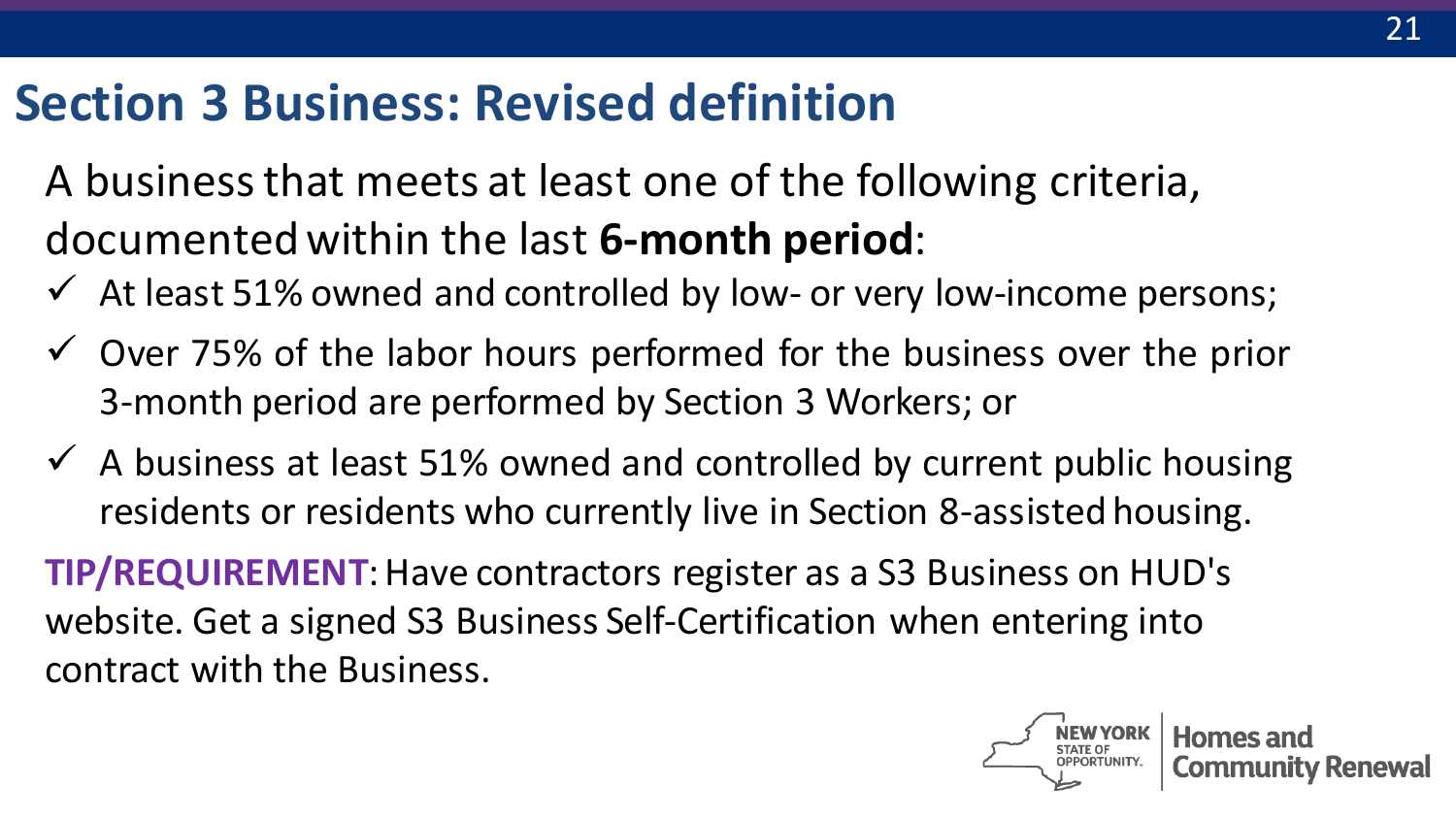# Section 3 Business: Revised definition

A business that meets at least one of the following criteria, documented within the last **6-month period**:

- ✓ At least 51% owned and controlled by low- or very low-income persons;
- ✓ Over 75% of the labor hours performed for the business over the prior 3-month period are performed by Section 3 Workers; or
- ✓ A business at least 51% owned and controlled by current public housing residents or residents who currently live in Section 8-assisted housing.

**TIP/REQUIREMENT**: Have contractors register as a S3 Business on HUD's website. Get a signed S3 Business Self-Certification when entering into contract with the Business.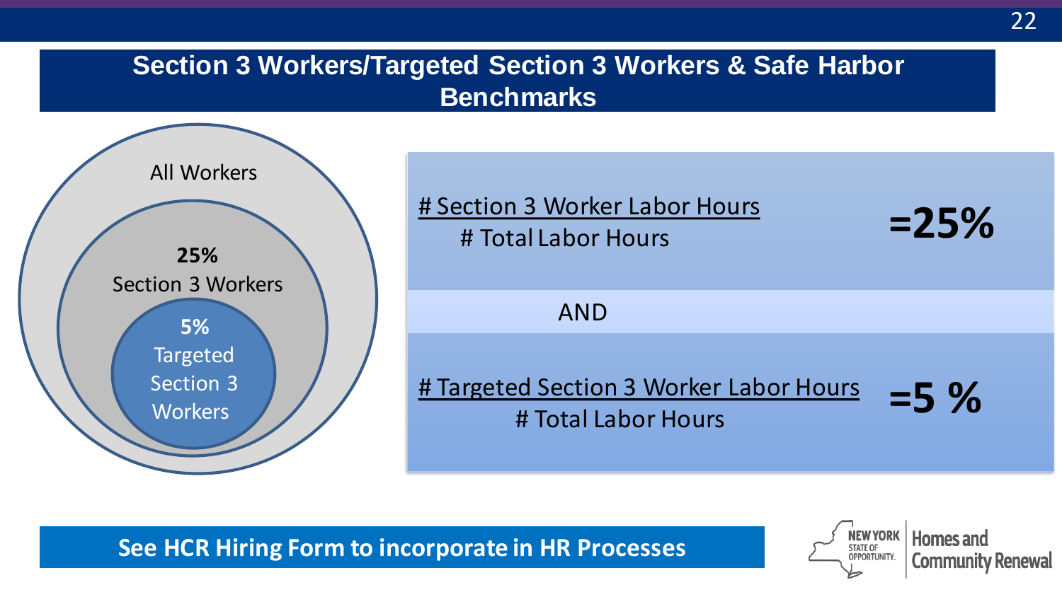## Section 3 Workers/Targeted Section 3 Workers & Safe Harbor Benchmarks

All Workers

**25%** Section 3 Workers

**5%** Targeted Section 3 Workers

$$\frac{\text{\# Section 3 Worker Labor Hours}}{\text{\# Total Labor Hours}} = 25\%$$

AND

$$\frac{\text{\# Targeted Section 3 Worker Labor Hours}}{\text{\# Total Labor Hours}} = 5\%$$

**See HCR Hiring Form to incorporate in HR Processes**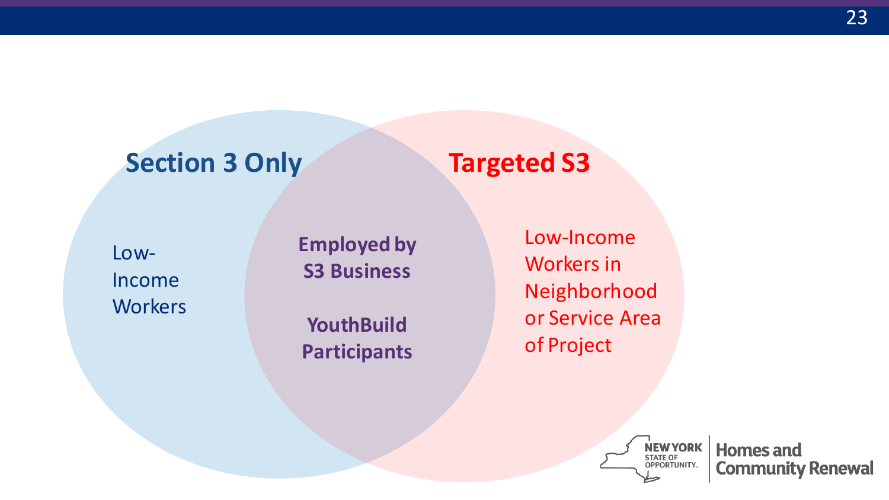**Section 3 Only**

Low-Income Workers

**Employed by S3 Business**

**YouthBuild Participants**

**Targeted S3**

Low-Income Workers in Neighborhood or Service Area of Project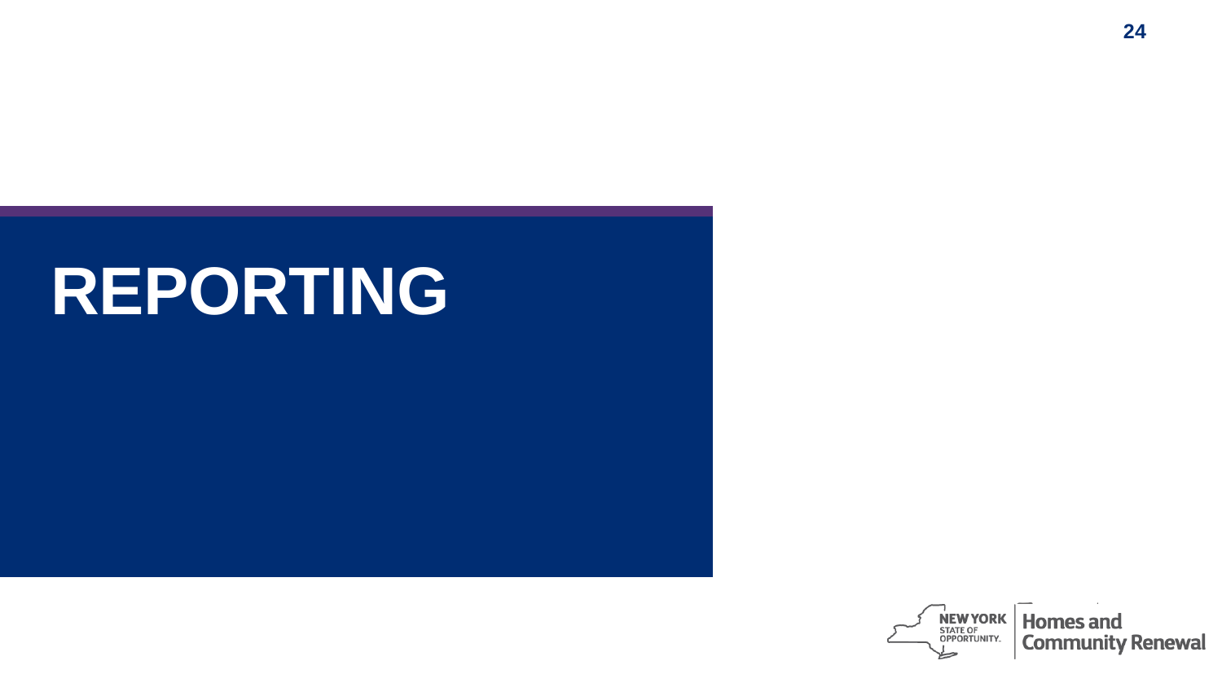# REPORTING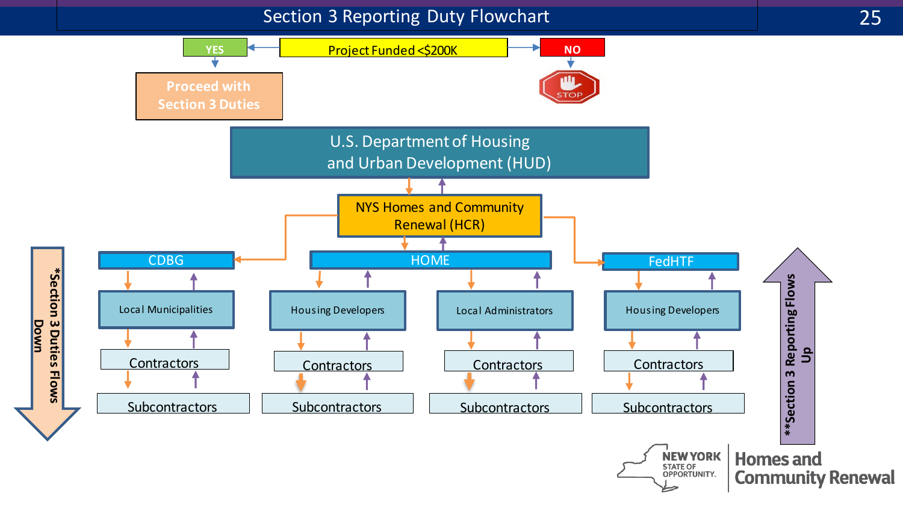# Section 3 Reporting Duty Flowchart

Project Funded <$200K

- YES → Proceed with Section 3 Duties
- NO → STOP

U.S. Department of Housing and Urban Development (HUD)

NYS Homes and Community Renewal (HCR)

- CDBG
  - Local Municipalities
    - Contractors
      - Subcontractors
- HOME
  - Housing Developers
    - Contractors
      - Subcontractors
  - Local Administrators
    - Contractors
      - Subcontractors
- FedHTF
  - Housing Developers
    - Contractors
      - Subcontractors

*Section 3 Duties Flows Down

**Section 3 Reporting Flows Up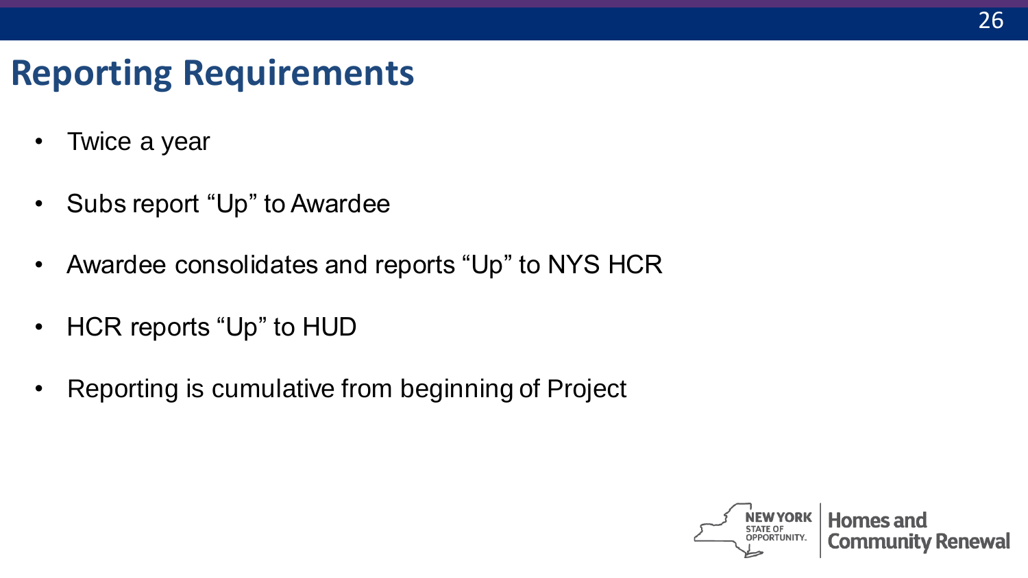# Reporting Requirements

- Twice a year
- Subs report “Up” to Awardee
- Awardee consolidates and reports “Up” to NYS HCR
- HCR reports “Up” to HUD
- Reporting is cumulative from beginning of Project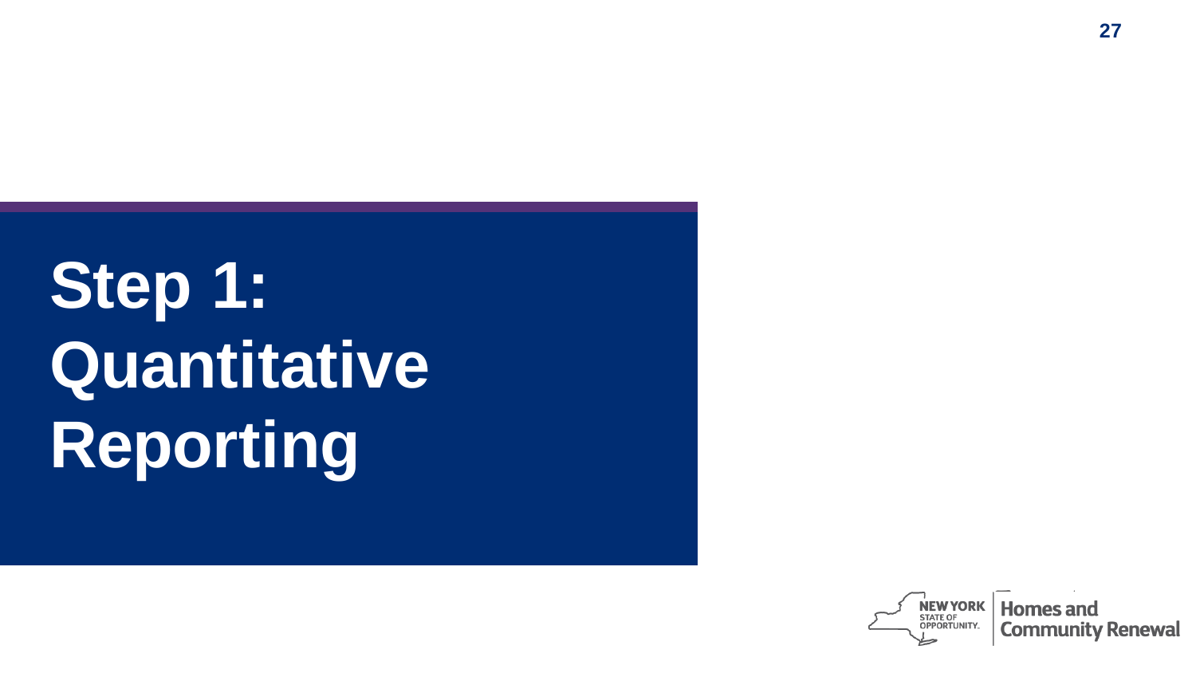# Step 1: Quantitative Reporting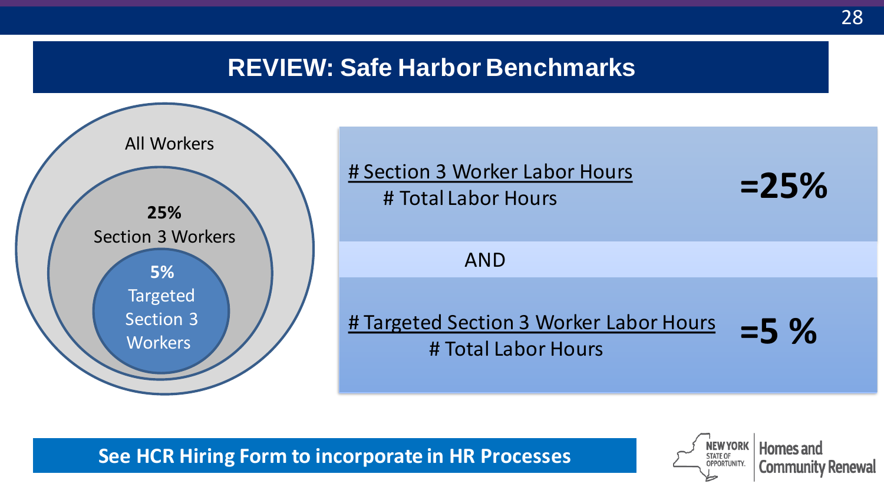# REVIEW: Safe Harbor Benchmarks

All Workers

**25%**
Section 3 Workers

**5%**
Targeted Section 3 Workers

$$\frac{\text{\# Section 3 Worker Labor Hours}}{\text{\# Total Labor Hours}} = 25\%$$

AND

$$\frac{\text{\# Targeted Section 3 Worker Labor Hours}}{\text{\# Total Labor Hours}} = 5\%$$

**See HCR Hiring Form to incorporate in HR Processes**

NEW YORK STATE OF OPPORTUNITY. Homes and Community Renewal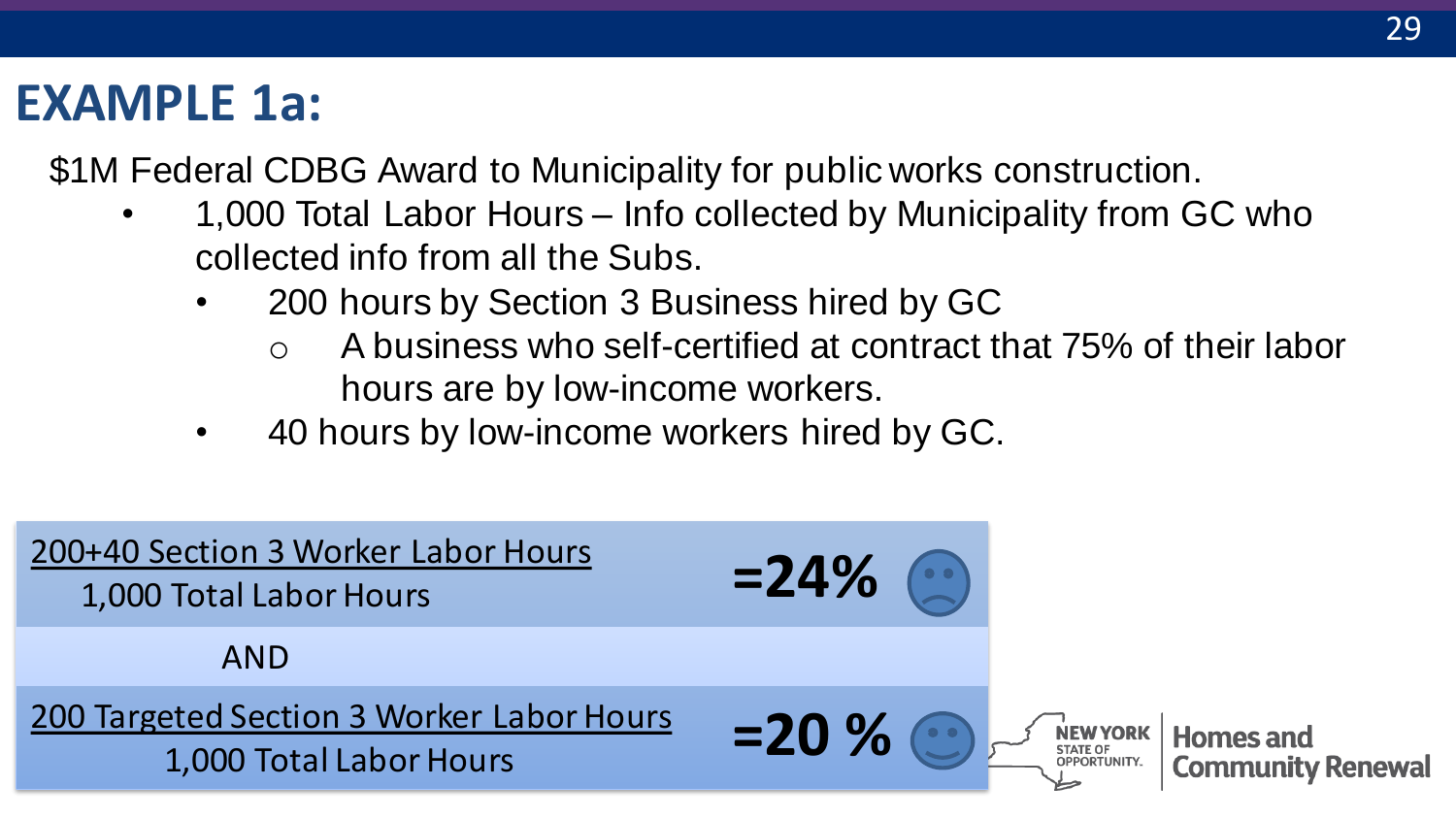# EXAMPLE 1a:

$1M Federal CDBG Award to Municipality for public works construction.

- 1,000 Total Labor Hours – Info collected by Municipality from GC who collected info from all the Subs.
  - 200 hours by Section 3 Business hired by GC
    - A business who self-certified at contract that 75% of their labor hours are by low-income workers.
  - 40 hours by low-income workers hired by GC.

$$\frac{\text{200+40 Section 3 Worker Labor Hours}}{\text{1,000 Total Labor Hours}} = 24\%$$ ☹

AND

$$\frac{\text{200 Targeted Section 3 Worker Labor Hours}}{\text{1,000 Total Labor Hours}} = 20\%$$ ☺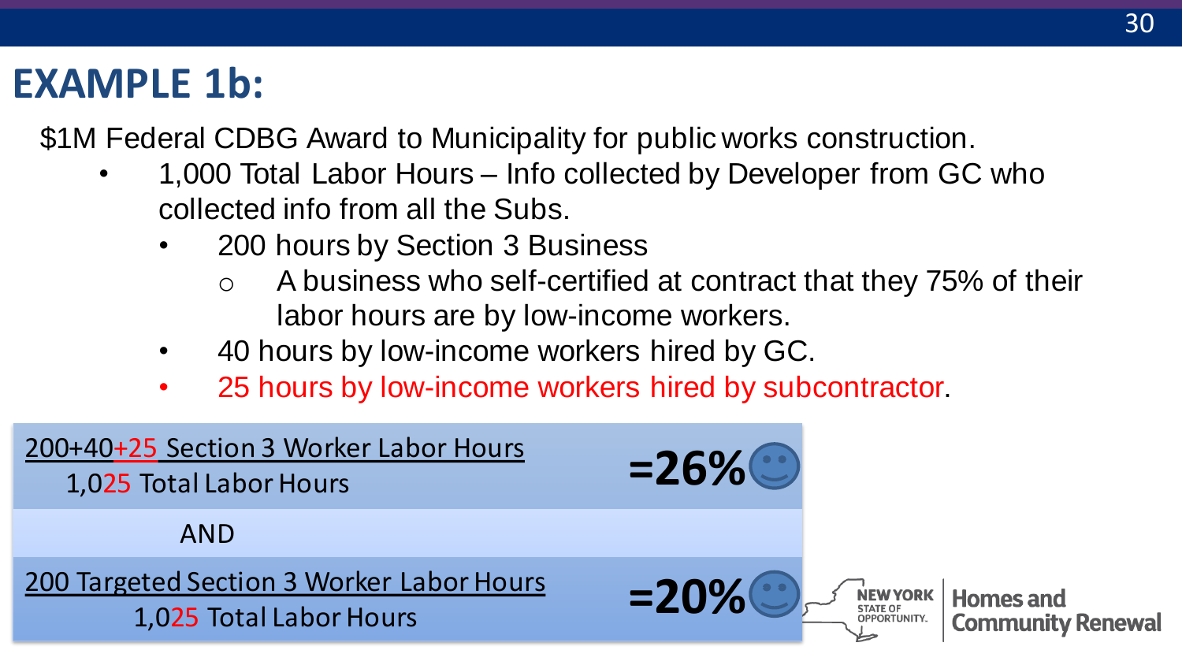# EXAMPLE 1b:

$1M Federal CDBG Award to Municipality for public works construction.

- 1,000 Total Labor Hours – Info collected by Developer from GC who collected info from all the Subs.
  - 200 hours by Section 3 Business
    - A business who self-certified at contract that they 75% of their labor hours are by low-income workers.
  - 40 hours by low-income workers hired by GC.
  - 25 hours by low-income workers hired by subcontractor.

$$\frac{200+40+25 \text{ Section 3 Worker Labor Hours}}{1{,}025 \text{ Total Labor Hours}} = 26\%$$

AND

$$\frac{200 \text{ Targeted Section 3 Worker Labor Hours}}{1{,}025 \text{ Total Labor Hours}} = 20\%$$

NEW YORK STATE OF OPPORTUNITY. | Homes and Community Renewal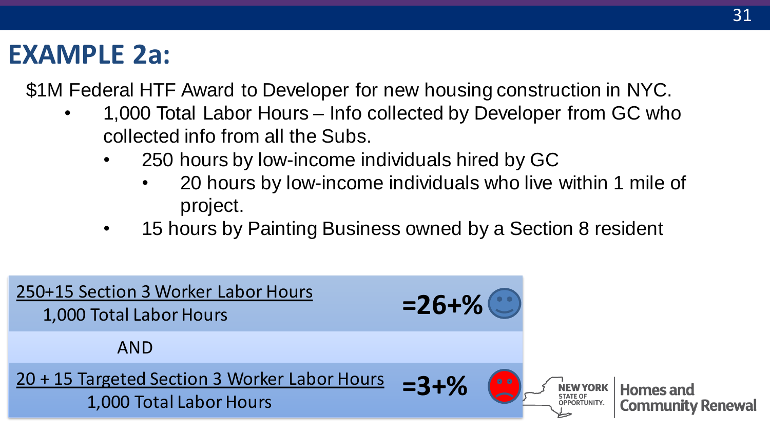# EXAMPLE 2a:

$1M Federal HTF Award to Developer for new housing construction in NYC.

- 1,000 Total Labor Hours – Info collected by Developer from GC who collected info from all the Subs.
  - 250 hours by low-income individuals hired by GC
    - 20 hours by low-income individuals who live within 1 mile of project.
  - 15 hours by Painting Business owned by a Section 8 resident

| | |
|---|---|
| 250+15 Section 3 Worker Labor Hours / 1,000 Total Labor Hours | **=26+%** |
| AND | |
| 20 + 15 Targeted Section 3 Worker Labor Hours / 1,000 Total Labor Hours | **=3+%** |

NEW YORK STATE OF OPPORTUNITY. | Homes and Community Renewal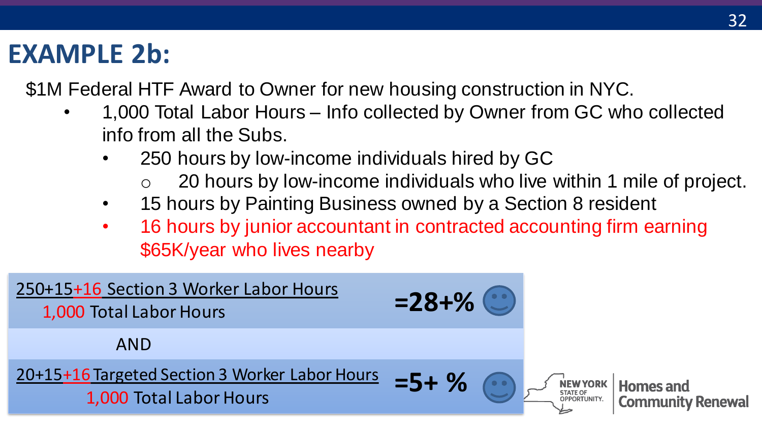# EXAMPLE 2b:

$1M Federal HTF Award to Owner for new housing construction in NYC.

- 1,000 Total Labor Hours – Info collected by Owner from GC who collected info from all the Subs.
  - 250 hours by low-income individuals hired by GC
    - 20 hours by low-income individuals who live within 1 mile of project.
  - 15 hours by Painting Business owned by a Section 8 resident
  - 16 hours by junior accountant in contracted accounting firm earning $65K/year who lives nearby

$$\frac{250+15+16 \text{ Section 3 Worker Labor Hours}}{1{,}000 \text{ Total Labor Hours}} = 28+\%$$

AND

$$\frac{20+15+16 \text{ Targeted Section 3 Worker Labor Hours}}{1{,}000 \text{ Total Labor Hours}} = 5+\%$$

NEW YORK STATE OF OPPORTUNITY. | Homes and Community Renewal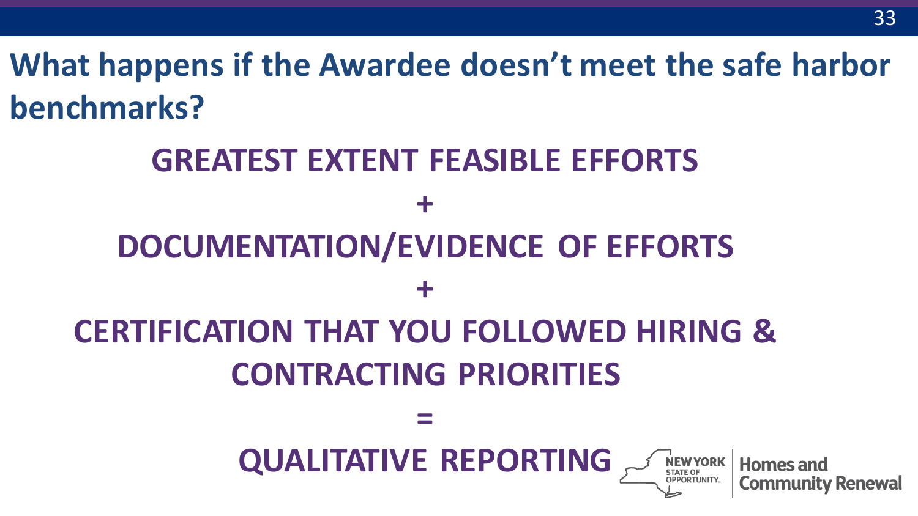# What happens if the Awardee doesn't meet the safe harbor benchmarks?

**GREATEST EXTENT FEASIBLE EFFORTS**

**+**

**DOCUMENTATION/EVIDENCE OF EFFORTS**

**+**

**CERTIFICATION THAT YOU FOLLOWED HIRING & CONTRACTING PRIORITIES**

**=**

**QUALITATIVE REPORTING**

NEW YORK STATE OF OPPORTUNITY. | Homes and Community Renewal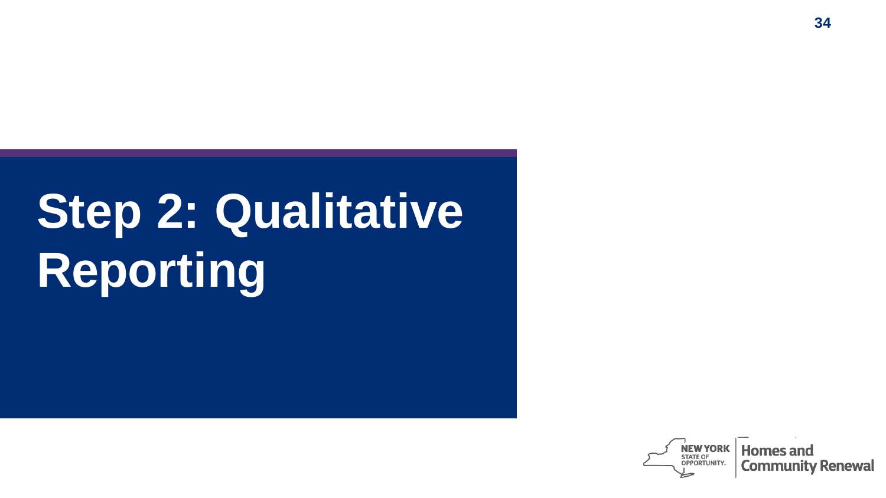# Step 2: Qualitative Reporting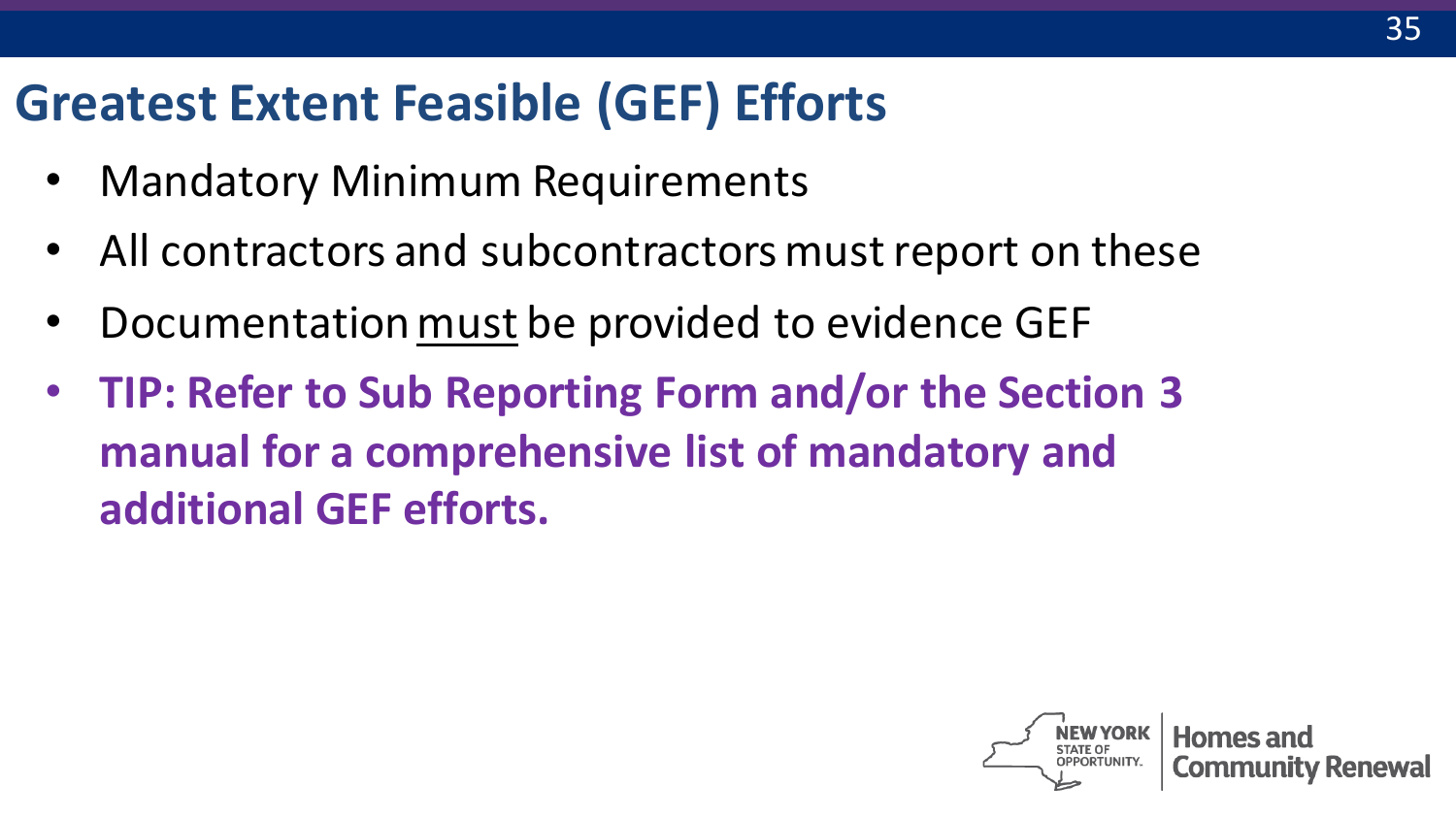# Greatest Extent Feasible (GEF) Efforts

- Mandatory Minimum Requirements
- All contractors and subcontractors must report on these
- Documentation <u>must</u> be provided to evidence GEF
- **TIP: Refer to Sub Reporting Form and/or the Section 3 manual for a comprehensive list of mandatory and additional GEF efforts.**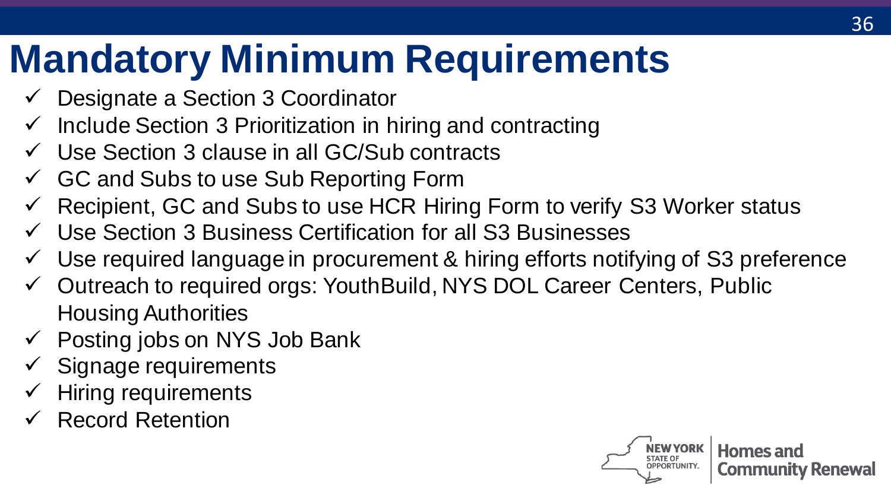# Mandatory Minimum Requirements

- ✓ Designate a Section 3 Coordinator
- ✓ Include Section 3 Prioritization in hiring and contracting
- ✓ Use Section 3 clause in all GC/Sub contracts
- ✓ GC and Subs to use Sub Reporting Form
- ✓ Recipient, GC and Subs to use HCR Hiring Form to verify S3 Worker status
- ✓ Use Section 3 Business Certification for all S3 Businesses
- ✓ Use required language in procurement & hiring efforts notifying of S3 preference
- ✓ Outreach to required orgs: YouthBuild, NYS DOL Career Centers, Public Housing Authorities
- ✓ Posting jobs on NYS Job Bank
- ✓ Signage requirements
- ✓ Hiring requirements
- ✓ Record Retention

NEW YORK STATE OF OPPORTUNITY. | Homes and Community Renewal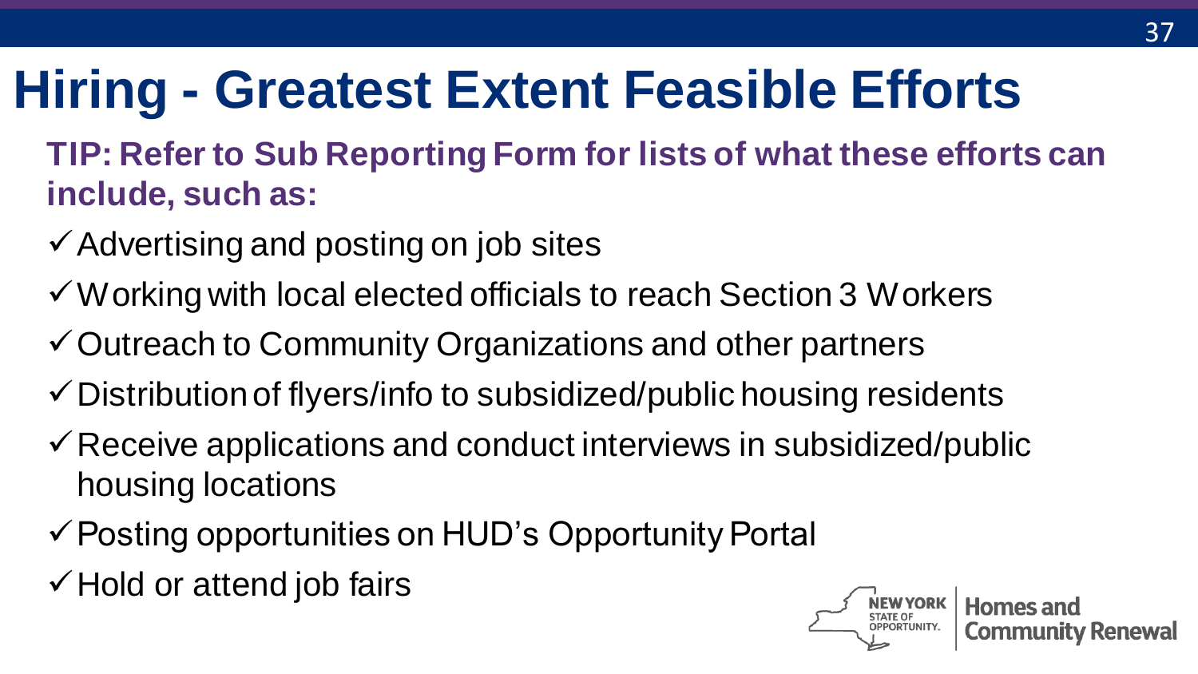# Hiring - Greatest Extent Feasible Efforts

**TIP: Refer to Sub Reporting Form for lists of what these efforts can include, such as:**

- ✓ Advertising and posting on job sites
- ✓ Working with local elected officials to reach Section 3 Workers
- ✓ Outreach to Community Organizations and other partners
- ✓ Distribution of flyers/info to subsidized/public housing residents
- ✓ Receive applications and conduct interviews in subsidized/public housing locations
- ✓ Posting opportunities on HUD's Opportunity Portal
- ✓ Hold or attend job fairs

NEW YORK STATE OF OPPORTUNITY. | Homes and Community Renewal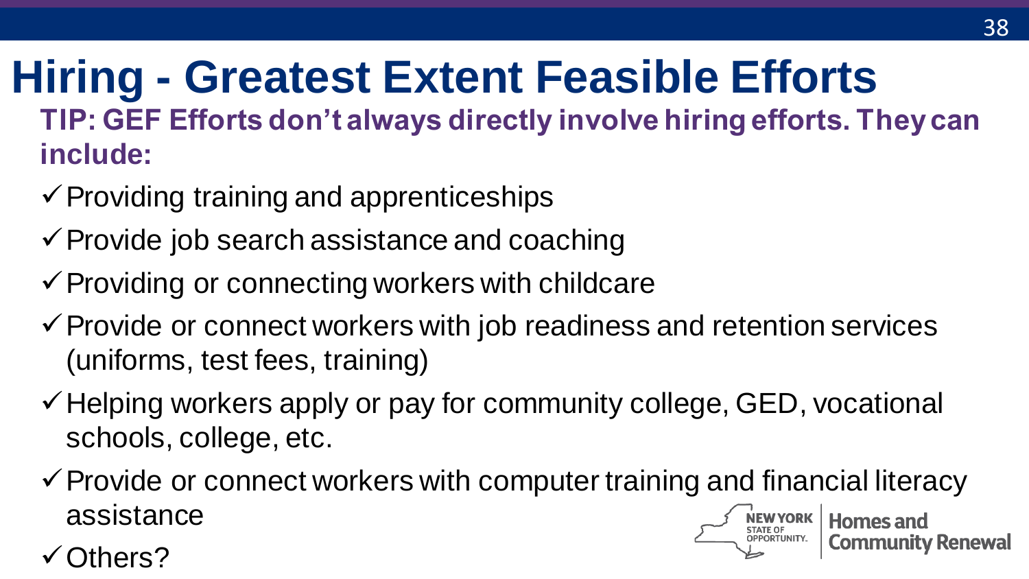# Hiring - Greatest Extent Feasible Efforts

**TIP: GEF Efforts don't always directly involve hiring efforts. They can include:**

- ✓ Providing training and apprenticeships
- ✓ Provide job search assistance and coaching
- ✓ Providing or connecting workers with childcare
- ✓ Provide or connect workers with job readiness and retention services (uniforms, test fees, training)
- ✓ Helping workers apply or pay for community college, GED, vocational schools, college, etc.
- ✓ Provide or connect workers with computer training and financial literacy assistance
- ✓ Others?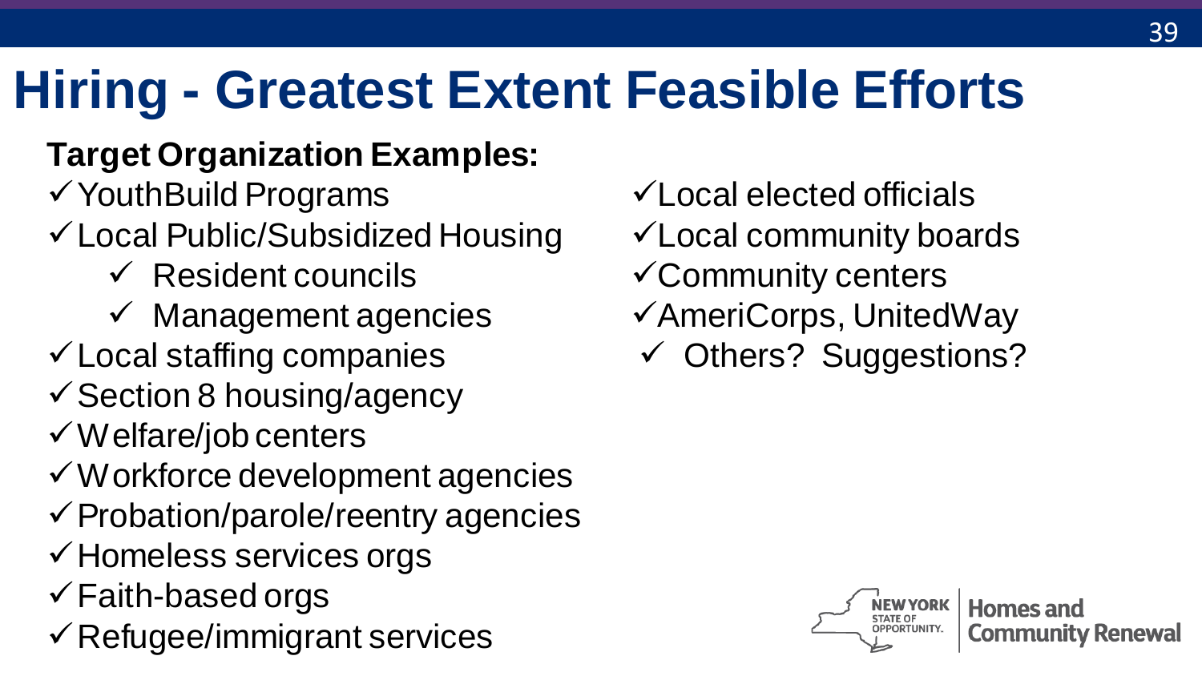# Hiring - Greatest Extent Feasible Efforts

**Target Organization Examples:**

- ✓ YouthBuild Programs
- ✓ Local Public/Subsidized Housing
  - ✓ Resident councils
  - ✓ Management agencies
- ✓ Local staffing companies
- ✓ Section 8 housing/agency
- ✓ Welfare/job centers
- ✓ Workforce development agencies
- ✓ Probation/parole/reentry agencies
- ✓ Homeless services orgs
- ✓ Faith-based orgs
- ✓ Refugee/immigrant services
- ✓ Local elected officials
- ✓ Local community boards
- ✓ Community centers
- ✓ AmeriCorps, UnitedWay
- ✓ Others? Suggestions?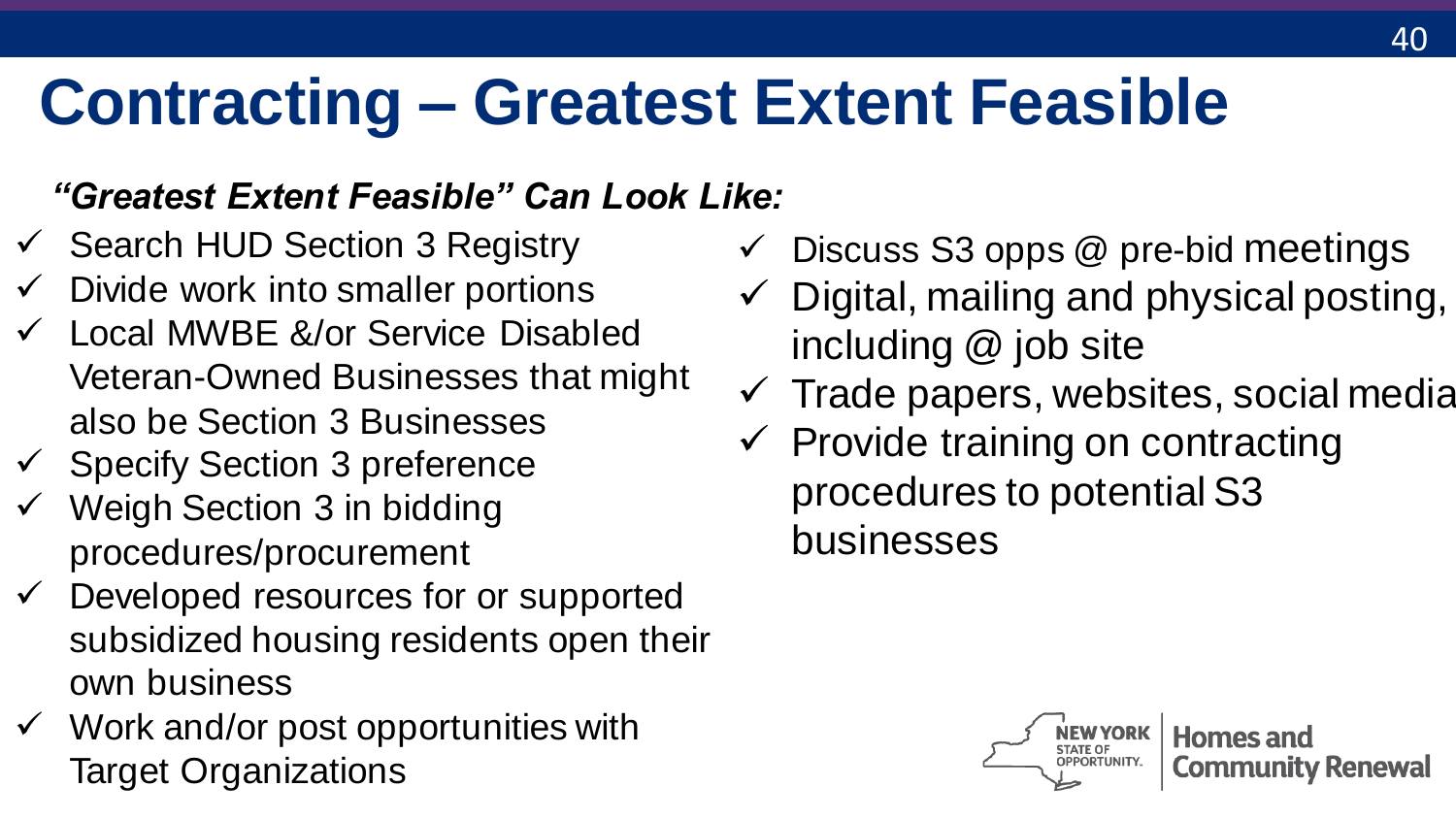# Contracting – Greatest Extent Feasible

***"Greatest Extent Feasible" Can Look Like:***

- ✓ Search HUD Section 3 Registry
- ✓ Divide work into smaller portions
- ✓ Local MWBE &/or Service Disabled Veteran-Owned Businesses that might also be Section 3 Businesses
- ✓ Specify Section 3 preference
- ✓ Weigh Section 3 in bidding procedures/procurement
- ✓ Developed resources for or supported subsidized housing residents open their own business
- ✓ Work and/or post opportunities with Target Organizations
- ✓ Discuss S3 opps @ pre-bid meetings
- ✓ Digital, mailing and physical posting, including @ job site
- ✓ Trade papers, websites, social media
- ✓ Provide training on contracting procedures to potential S3 businesses

NEW YORK STATE OF OPPORTUNITY. | Homes and Community Renewal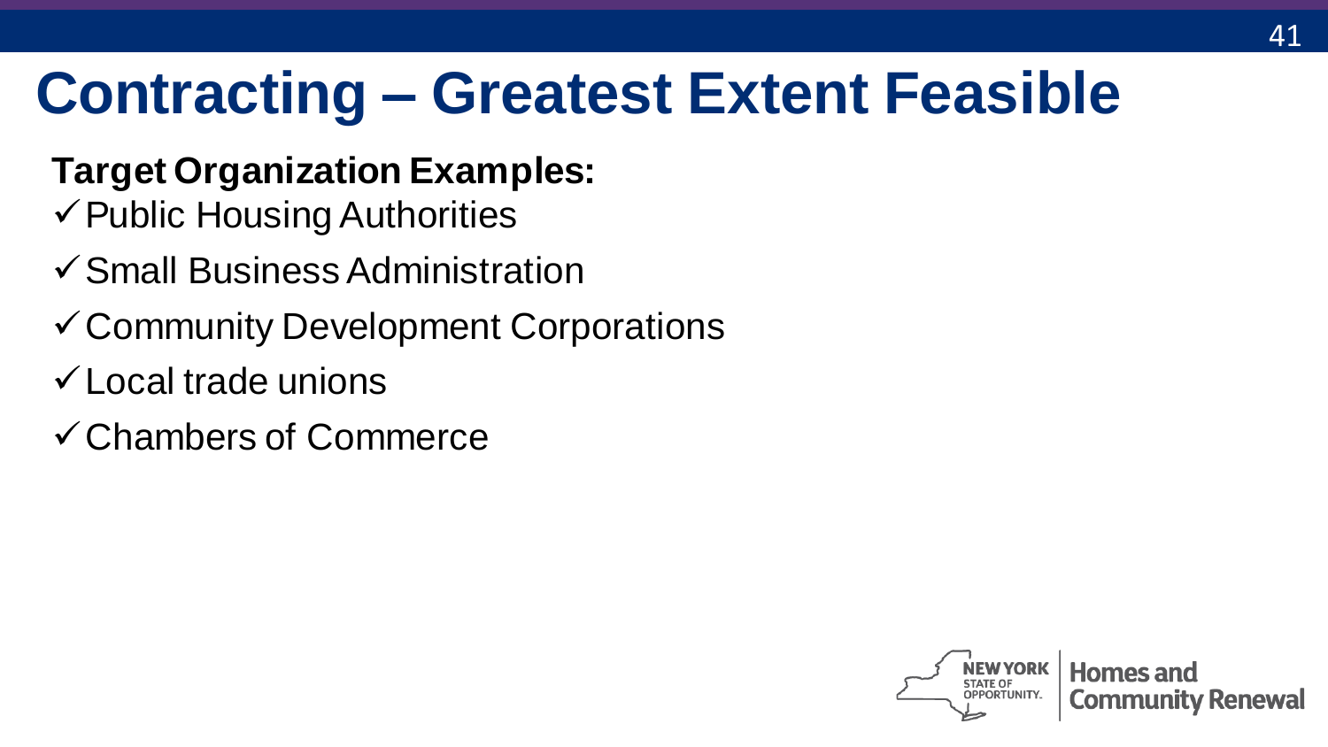# Contracting – Greatest Extent Feasible

**Target Organization Examples:**

- ✓ Public Housing Authorities
- ✓ Small Business Administration
- ✓ Community Development Corporations
- ✓ Local trade unions
- ✓ Chambers of Commerce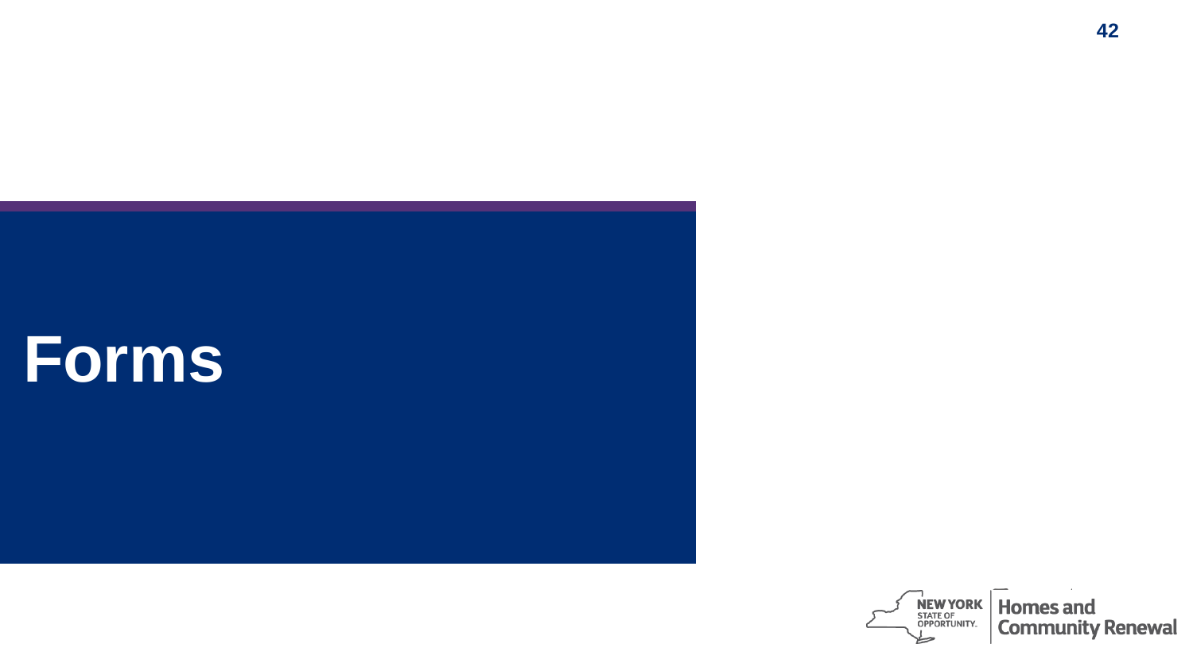# Forms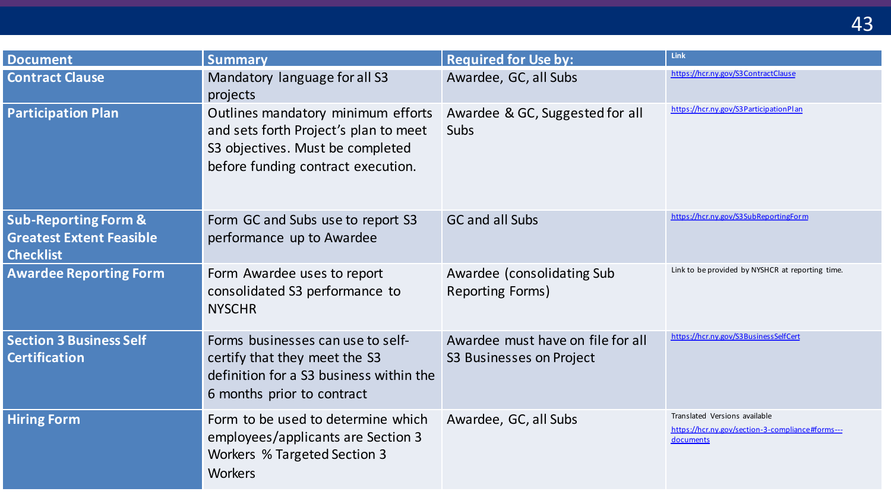| Document | Summary | Required for Use by: | Link |
| --- | --- | --- | --- |
| **Contract Clause** | Mandatory language for all S3 projects | Awardee, GC, all Subs | https://hcr.ny.gov/S3ContractClause |
| **Participation Plan** | Outlines mandatory minimum efforts and sets forth Project's plan to meet S3 objectives. Must be completed before funding contract execution. | Awardee & GC, Suggested for all Subs | https://hcr.ny.gov/S3ParticipationPlan |
| **Sub-Reporting Form & Greatest Extent Feasible Checklist** | Form GC and Subs use to report S3 performance up to Awardee | GC and all Subs | https://hcr.ny.gov/S3SubReportingForm |
| **Awardee Reporting Form** | Form Awardee uses to report consolidated S3 performance to NYSCHR | Awardee (consolidating Sub Reporting Forms) | Link to be provided by NYSHCR at reporting time. |
| **Section 3 Business Self Certification** | Forms businesses can use to self-certify that they meet the S3 definition for a S3 business within the 6 months prior to contract | Awardee must have on file for all S3 Businesses on Project | https://hcr.ny.gov/S3BusinessSelfCert |
| **Hiring Form** | Form to be used to determine which employees/applicants are Section 3 Workers % Targeted Section 3 Workers | Awardee, GC, all Subs | Translated Versions available https://hcr.ny.gov/section-3-compliance#forms---documents |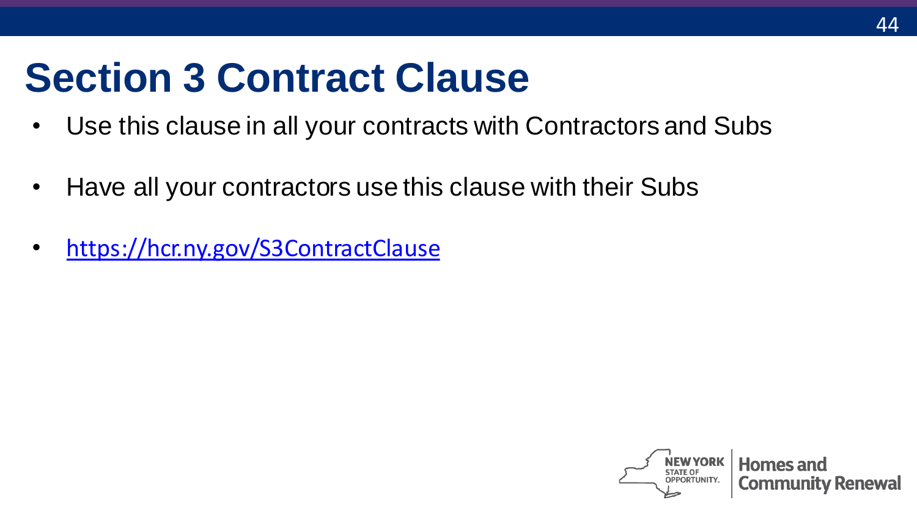# Section 3 Contract Clause

- Use this clause in all your contracts with Contractors and Subs
- Have all your contractors use this clause with their Subs
- https://hcr.ny.gov/S3ContractClause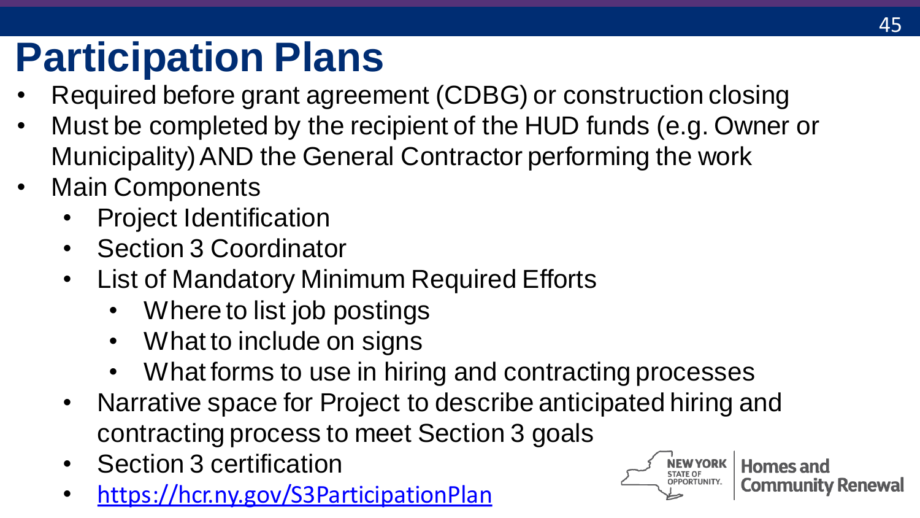# Participation Plans

- Required before grant agreement (CDBG) or construction closing
- Must be completed by the recipient of the HUD funds (e.g. Owner or Municipality) AND the General Contractor performing the work
- Main Components
  - Project Identification
  - Section 3 Coordinator
  - List of Mandatory Minimum Required Efforts
    - Where to list job postings
    - What to include on signs
    - What forms to use in hiring and contracting processes
  - Narrative space for Project to describe anticipated hiring and contracting process to meet Section 3 goals
  - Section 3 certification
  - https://hcr.ny.gov/S3ParticipationPlan

NEW YORK STATE OF OPPORTUNITY. | Homes and Community Renewal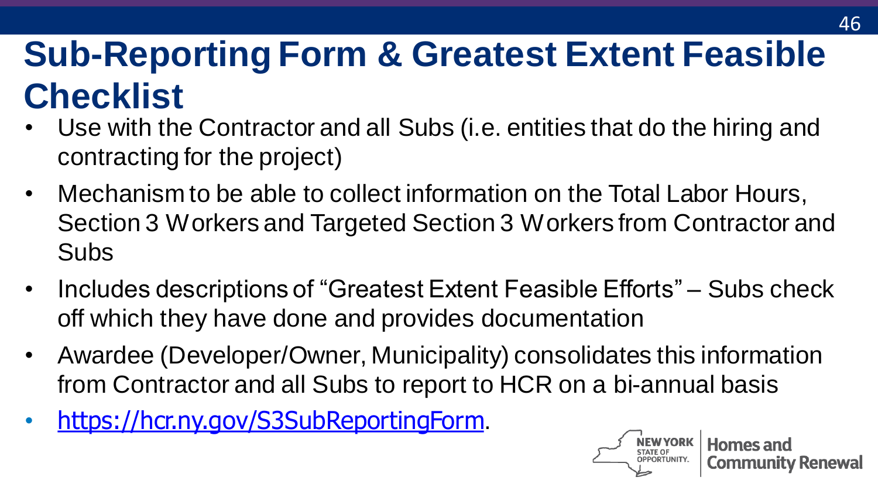# Sub-Reporting Form & Greatest Extent Feasible Checklist

- Use with the Contractor and all Subs (i.e. entities that do the hiring and contracting for the project)
- Mechanism to be able to collect information on the Total Labor Hours, Section 3 Workers and Targeted Section 3 Workers from Contractor and Subs
- Includes descriptions of "Greatest Extent Feasible Efforts" – Subs check off which they have done and provides documentation
- Awardee (Developer/Owner, Municipality) consolidates this information from Contractor and all Subs to report to HCR on a bi-annual basis
- [https://hcr.ny.gov/S3SubReportingForm](https://hcr.ny.gov/S3SubReportingForm).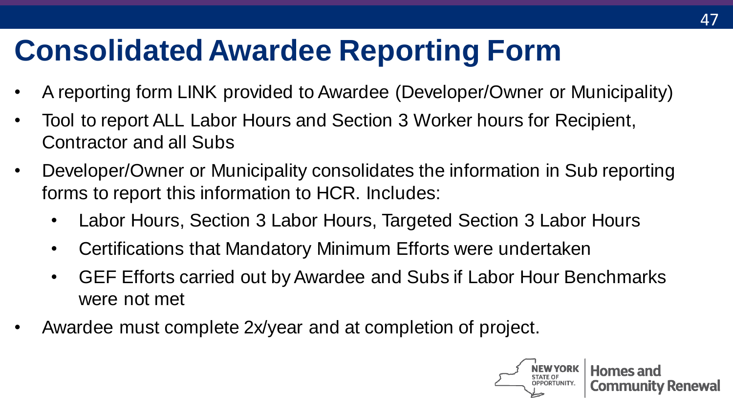# Consolidated Awardee Reporting Form

- A reporting form LINK provided to Awardee (Developer/Owner or Municipality)
- Tool to report ALL Labor Hours and Section 3 Worker hours for Recipient, Contractor and all Subs
- Developer/Owner or Municipality consolidates the information in Sub reporting forms to report this information to HCR. Includes:
  - Labor Hours, Section 3 Labor Hours, Targeted Section 3 Labor Hours
  - Certifications that Mandatory Minimum Efforts were undertaken
  - GEF Efforts carried out by Awardee and Subs if Labor Hour Benchmarks were not met
- Awardee must complete 2x/year and at completion of project.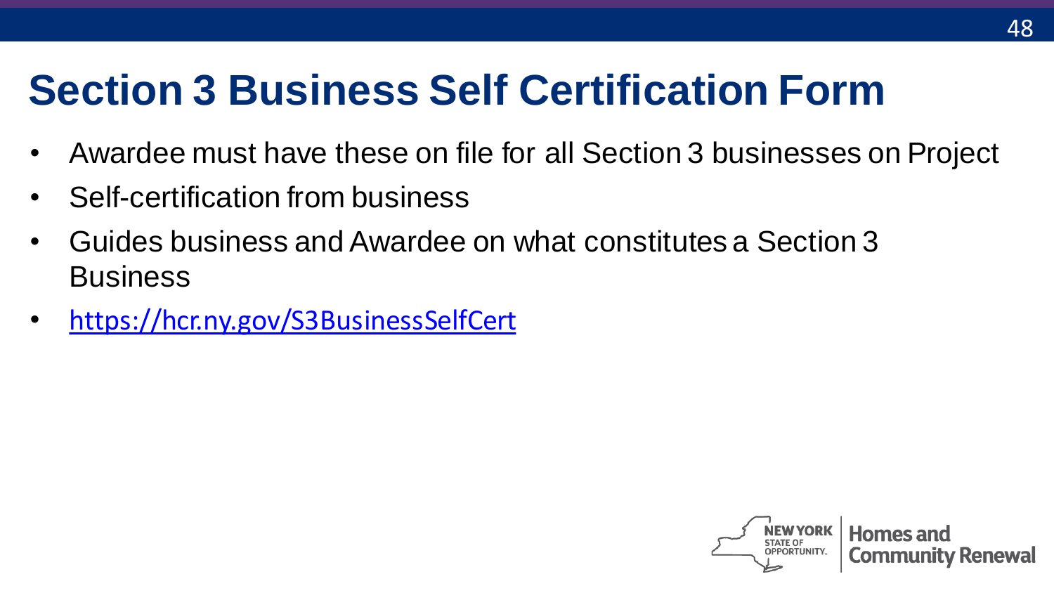# Section 3 Business Self Certification Form

- Awardee must have these on file for all Section 3 businesses on Project
- Self-certification from business
- Guides business and Awardee on what constitutes a Section 3 Business
- https://hcr.ny.gov/S3BusinessSelfCert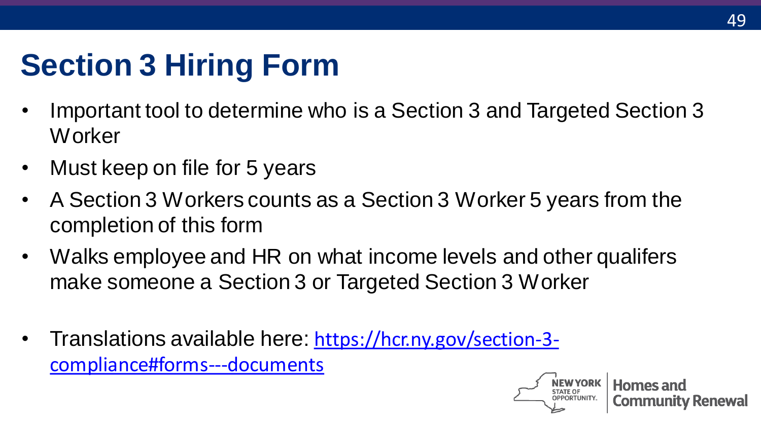# Section 3 Hiring Form

- Important tool to determine who is a Section 3 and Targeted Section 3 Worker
- Must keep on file for 5 years
- A Section 3 Workers counts as a Section 3 Worker 5 years from the completion of this form
- Walks employee and HR on what income levels and other qualifers make someone a Section 3 or Targeted Section 3 Worker
- Translations available here: [https://hcr.ny.gov/section-3-compliance#forms---documents](https://hcr.ny.gov/section-3-compliance#forms---documents)

NEW YORK STATE OF OPPORTUNITY. | Homes and Community Renewal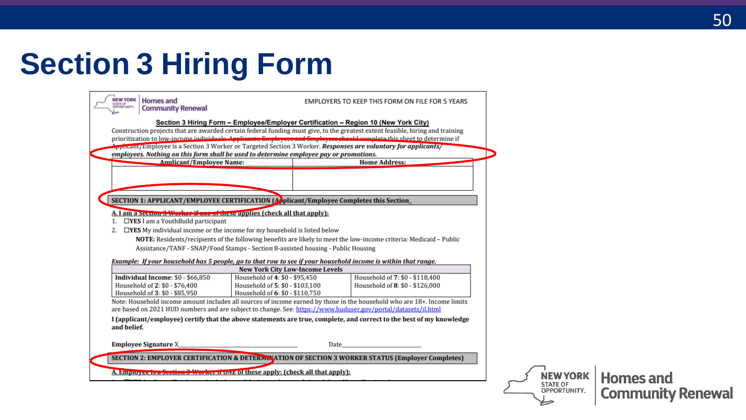# Section 3 Hiring Form

NEW YORK STATE OF OPPORTUNITY | Homes and Community Renewal

EMPLOYERS TO KEEP THIS FORM ON FILE FOR 5 YEARS

**Section 3 Hiring Form – Employee/Employer Certification – Region 10 (New York City)**

Construction projects that are awarded certain federal funding must give, to the greatest extent feasible, hiring and training prioritization to low-income individuals. Applicants, Employees and Employers should complete this sheet to determine if Applicant/Employee is a Section 3 Worker or Targeted Section 3 Worker. ***Responses are voluntary for applicants/ employees. Nothing on this form shall be used to determine employee pay or promotions.***

| Applicant/Employee Name: | Home Address: |
|---|---|
| | |

**SECTION 1: APPLICANT/EMPLOYEE CERTIFICATION (Applicant/Employee Completes this Section_**

**A. I am a Section 3 Worker if one of these applies (check all that apply):**

1. ☐**YES** I am a YouthBuild participant
2. ☐**YES** My individual income or the income for my household is listed below

   **NOTE:** Residents/recipients of the following benefits are likely to meet the low-income criteria: Medicaid – Public Assistance/TANF - SNAP/Food Stamps - Section 8-assisted housing - Public Housing

***Example: If your household has 5 people, go to that row to see if your household income is within that range.***

| New York City Low-Income Levels | | |
|---|---|---|
| **Individual Income**: $0 - $66,850 | Household of **4**: $0 - $95,450 | Household of **7**: $0 - $118,400 |
| Household of **2**: $0 - $76,400 | Household of **5**: $0 - $103,100 | Household of **8**: $0 - $126,000 |
| Household of **3**: $0 - $85,950 | Household of **6**: $0 - $110,750 | |

Note: Household income amount includes all sources of income earned by those in the household who are 18+. Income limits are based on 2021 HUD numbers and are subject to change. See: https://www.huduser.gov/portal/datasets/il.html

**I (applicant/employee) certify that the above statements are true, complete, and correct to the best of my knowledge and belief.**

**Employee Signature** X\_\_\_\_\_\_\_\_\_\_\_\_\_\_\_\_\_\_\_\_\_\_\_\_\_\_\_\_\_\_ Date\_\_\_\_\_\_\_\_\_\_\_\_\_\_\_\_\_\_\_\_

**SECTION 2: EMPLOYER CERTIFICATION & DETERMINATION OF SECTION 3 WORKER STATUS (Employer Completes)**

**A. Employee is a Section 3 Worker if *ONE* of these apply: (check all that apply):**

NEW YORK STATE OF OPPORTUNITY. | Homes and Community Renewal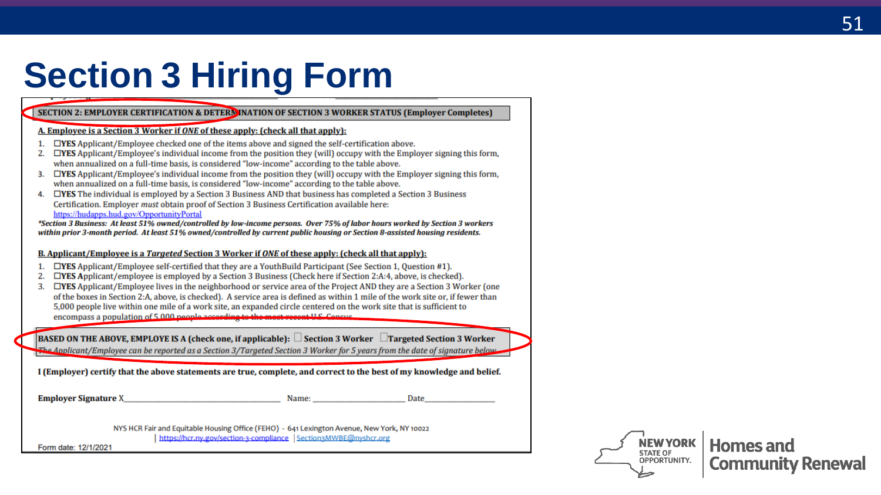# Section 3 Hiring Form

**SECTION 2: EMPLOYER CERTIFICATION & DETERMINATION OF SECTION 3 WORKER STATUS (Employer Completes)**

**A. Employee is a Section 3 Worker if *ONE* of these apply: (check all that apply):**

1. ☐**YES** Applicant/Employee checked one of the items above and signed the self-certification above.
2. ☐**YES** Applicant/Employee's individual income from the position they (will) occupy with the Employer signing this form, when annualized on a full-time basis, is considered "low-income" according to the table above.
3. ☐**YES** Applicant/Employee's individual income from the position they (will) occupy with the Employer signing this form, when annualized on a full-time basis, is considered "low-income" according to the table above.
4. ☐**YES** The individual is employed by a Section 3 Business AND that business has completed a Section 3 Business Certification. Employer *must* obtain proof of Section 3 Business Certification available here: https://hudapps.hud.gov/OpportunityPortal

***Section 3 Business: At least 51% owned/controlled by low-income persons. Over 75% of labor hours worked by Section 3 workers within prior 3-month period. At least 51% owned/controlled by current public housing or Section 8-assisted housing residents.***

**B. Applicant/Employee is a *Targeted* Section 3 Worker if *ONE* of these apply: (check all that apply):**

1. ☐**YES** Applicant/Employee self-certified that they are a YouthBuild Participant (See Section 1, Question #1).
2. ☐**YES** Applicant/employee is employed by a Section 3 Business (Check here if Section 2:A:4, above, is checked).
3. ☐**YES** Applicant/Employee lives in the neighborhood or service area of the Project AND they are a Section 3 Worker (one of the boxes in Section 2:A, above, is checked). A service area is defined as within 1 mile of the work site or, if fewer than 5,000 people live within one mile of a work site, an expanded circle centered on the work site that is sufficient to encompass a population of 5,000 people according to the most recent U.S. Census.

**BASED ON THE ABOVE, EMPLOYE IS A (check one, if applicable):** ☐ **Section 3 Worker** ☐**Targeted Section 3 Worker**

*The Applicant/Employee can be reported as a Section 3/Targeted Section 3 Worker for 5 years from the date of signature below*

**I (Employer) certify that the above statements are true, complete, and correct to the best of my knowledge and belief.**

**Employer Signature** X\_\_\_\_\_\_\_\_\_\_\_\_\_\_\_\_\_\_\_\_ Name: \_\_\_\_\_\_\_\_\_\_\_\_\_\_\_\_ Date\_\_\_\_\_\_\_\_\_\_\_\_

NYS HCR Fair and Equitable Housing Office (FEHO) - 641 Lexington Avenue, New York, NY 10022
| https://hcr.ny.gov/section-3-compliance | Section3MWBE@nyshcr.org

Form date: 12/1/2021

NEW YORK STATE OF OPPORTUNITY. | Homes and Community Renewal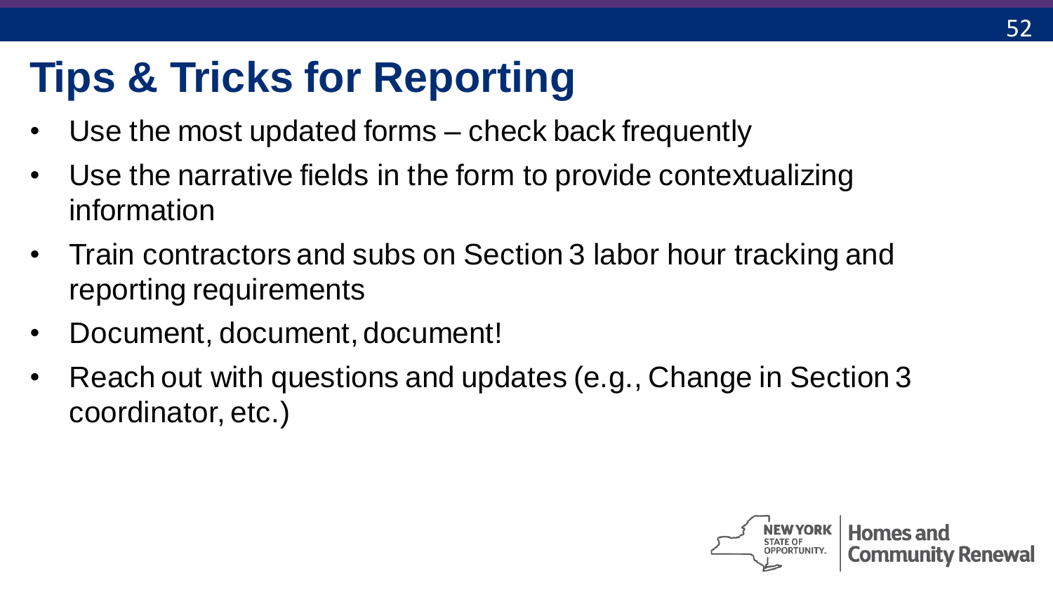# Tips & Tricks for Reporting

- Use the most updated forms – check back frequently
- Use the narrative fields in the form to provide contextualizing information
- Train contractors and subs on Section 3 labor hour tracking and reporting requirements
- Document, document, document!
- Reach out with questions and updates (e.g., Change in Section 3 coordinator, etc.)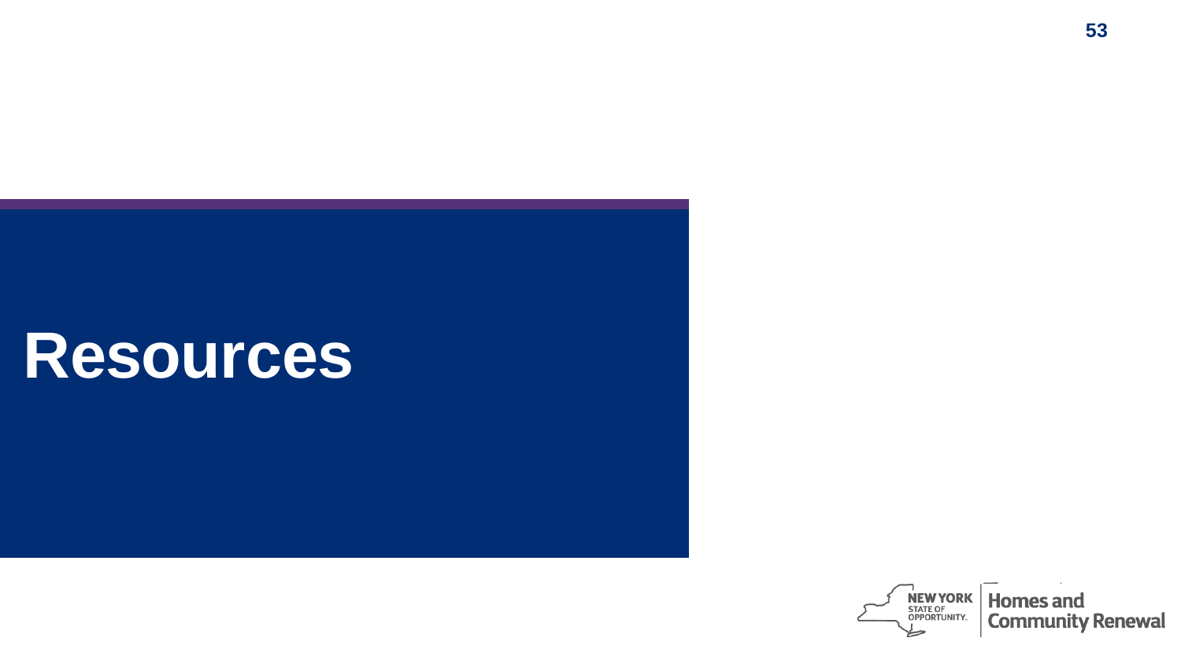# Resources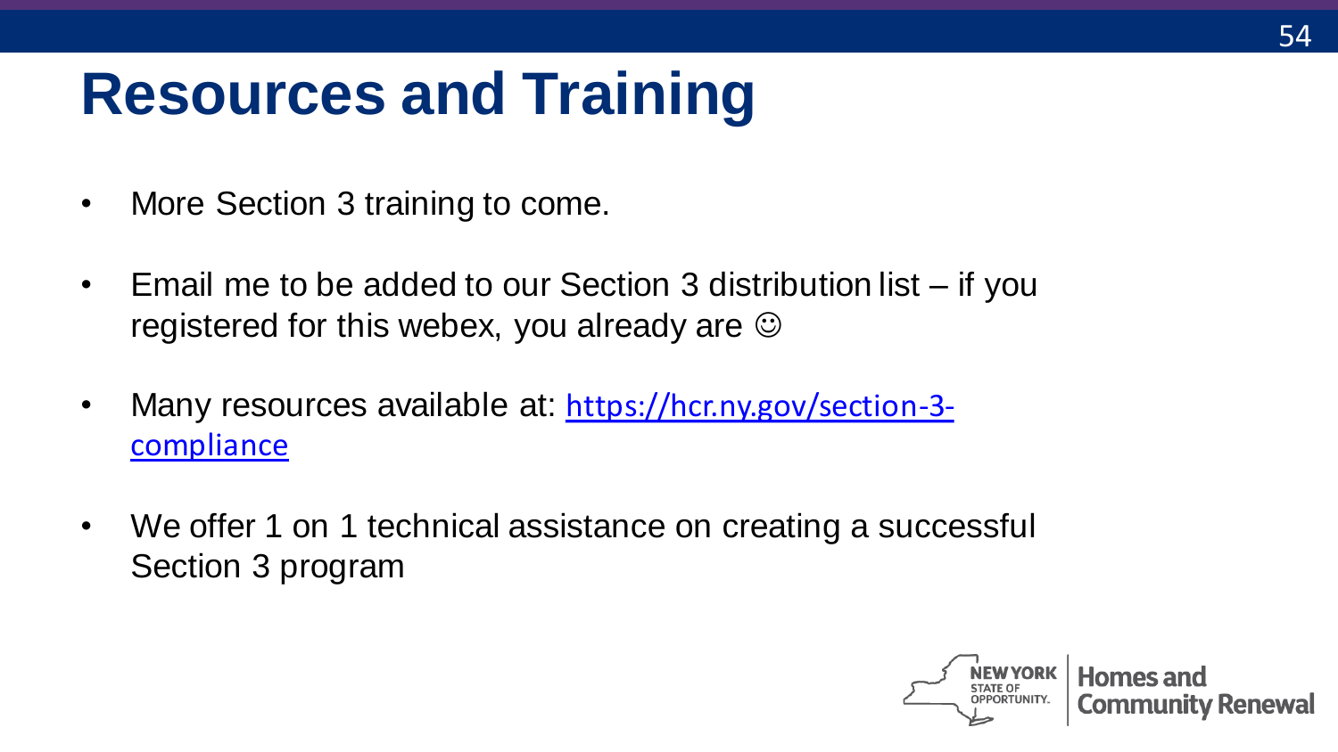# Resources and Training

- More Section 3 training to come.
- Email me to be added to our Section 3 distribution list – if you registered for this webex, you already are ☺
- Many resources available at: https://hcr.ny.gov/section-3-compliance
- We offer 1 on 1 technical assistance on creating a successful Section 3 program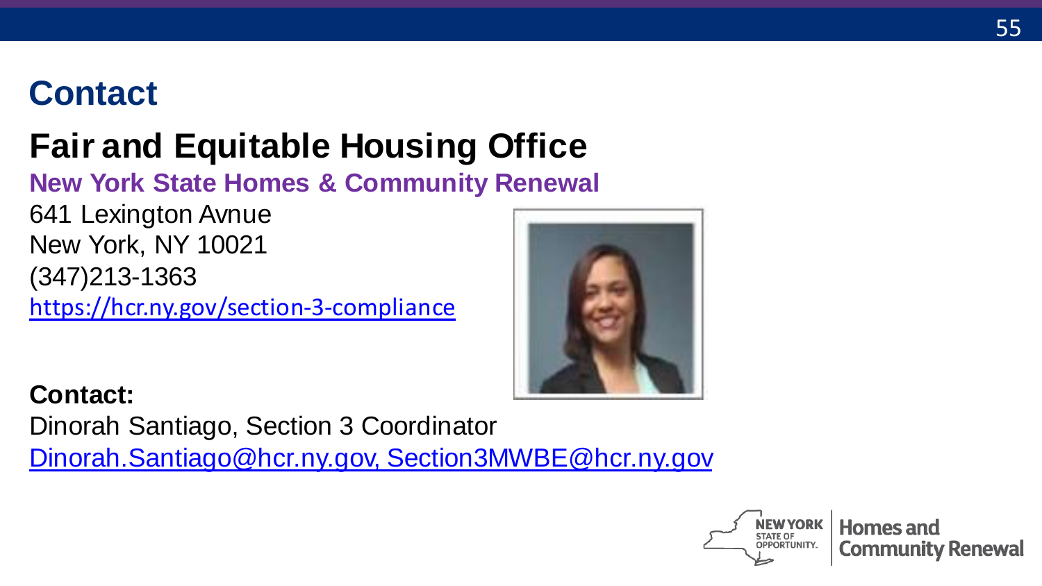# Contact

## Fair and Equitable Housing Office

**New York State Homes & Community Renewal**

641 Lexington Avnue
New York, NY 10021
(347)213-1363
https://hcr.ny.gov/section-3-compliance

**Contact:**
Dinorah Santiago, Section 3 Coordinator
Dinorah.Santiago@hcr.ny.gov, Section3MWBE@hcr.ny.gov